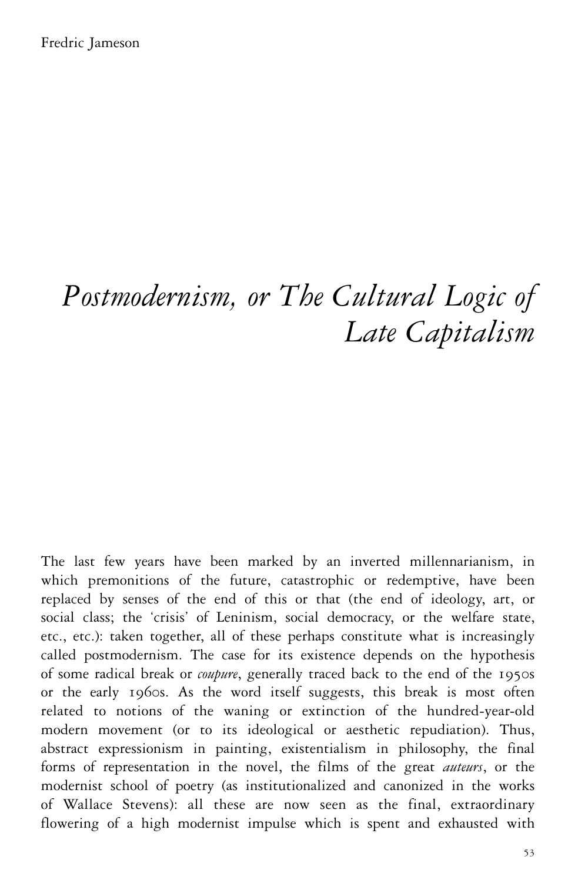Fredric Jameson

# *Postmodernism, or The Cultural Logic of Late Capitalism*

The last few years have been marked by an inverted millennarianism, in which premonitions of the future, catastrophic or redemptive, have been replaced by senses of the end of this or that (the end of ideology, art, or social class; the 'crisis' of Leninism, social democracy, or the welfare state, etc., etc.): taken together, all of these perhaps constitute what is increasingly called postmodernism. The case for its existence depends on the hypothesis of some radical break or *coupure*, generally traced back to the end of the 1950s or the early 1960s. As the word itself suggests, this break is most often related to notions of the waning or extinction of the hundred-year-old modern movement (or to its ideological or aesthetic repudiation). Thus, abstract expressionism in painting, existentialism in philosophy, the final forms of representation in the novel, the films of the great *auteurs*, or the modernist school of poetry (as institutionalized and canonized in the works of Wallace Stevens): all these are now seen as the final, extraordinary flowering of a high modernist impulse which is spent and exhausted with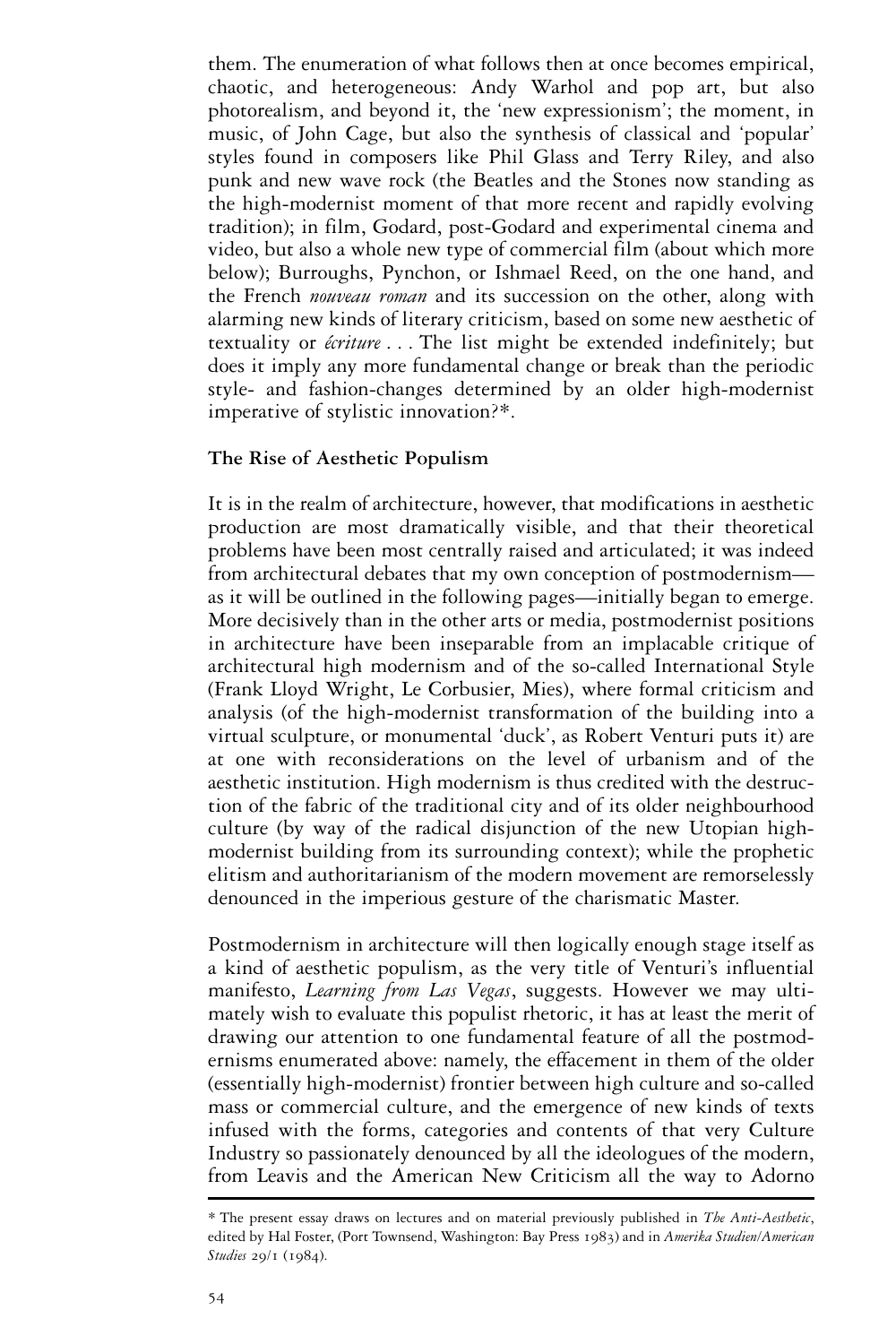them. The enumeration of what follows then at once becomes empirical, chaotic, and heterogeneous: Andy Warhol and pop art, but also photorealism, and beyond it, the 'new expressionism'; the moment, in music, of John Cage, but also the synthesis of classical and 'popular' styles found in composers like Phil Glass and Terry Riley, and also punk and new wave rock (the Beatles and the Stones now standing as the high-modernist moment of that more recent and rapidly evolving tradition); in film, Godard, post-Godard and experimental cinema and video, but also a whole new type of commercial film (about which more below); Burroughs, Pynchon, or Ishmael Reed, on the one hand, and the French *nouveau roman* and its succession on the other, along with alarming new kinds of literary criticism, based on some new aesthetic of textuality or *écriture* . . . The list might be extended indefinitely; but does it imply any more fundamental change or break than the periodic style- and fashion-changes determined by an older high-modernist imperative of stylistic innovation?*.

### The Rise of Aesthetic Populism

It is in the realm of architecture, however, that modifications in aesthetic production are most dramatically visible, and that their theoretical problems have been most centrally raised and articulated; it was indeed from architectural debates that my own conception of postmodernism—as it will be outlined in the following pages—initially began to emerge. More decisively than in the other arts or media, postmodernist positions in architecture have been inseparable from an implacable critique of architectural high modernism and of the so-called International Style (Frank Lloyd Wright, Le Corbusier, Mies), where formal criticism and analysis (of the high-modernist transformation of the building into a virtual sculpture, or monumental 'duck', as Robert Venturi puts it) are at one with reconsiderations on the level of urbanism and of the aesthetic institution. High modernism is thus credited with the destruction of the fabric of the traditional city and of its older neighbourhood culture (by way of the radical disjunction of the new Utopian high-modernist building from its surrounding context); while the prophetic elitism and authoritarianism of the modern movement are remorselessly denounced in the imperious gesture of the charismatic Master.

Postmodernism in architecture will then logically enough stage itself as a kind of aesthetic populism, as the very title of Venturi's influential manifesto, *Learning from Las Vegas*, suggests. However we may ultimately wish to evaluate this populist rhetoric, it has at least the merit of drawing our attention to one fundamental feature of all the postmodernisms enumerated above: namely, the effacement in them of the older (essentially high-modernist) frontier between high culture and so-called mass or commercial culture, and the emergence of new kinds of texts infused with the forms, categories and contents of that very Culture Industry so passionately denounced by all the ideologues of the modern, from Leavis and the American New Criticism all the way to Adorno

---

\* The present essay draws on lectures and on material previously published in *The Anti-Aesthetic*, edited by Hal Foster, (Port Townsend, Washington: Bay Press 1983) and in *Amerika Studien/American Studies* 29/1 (1984).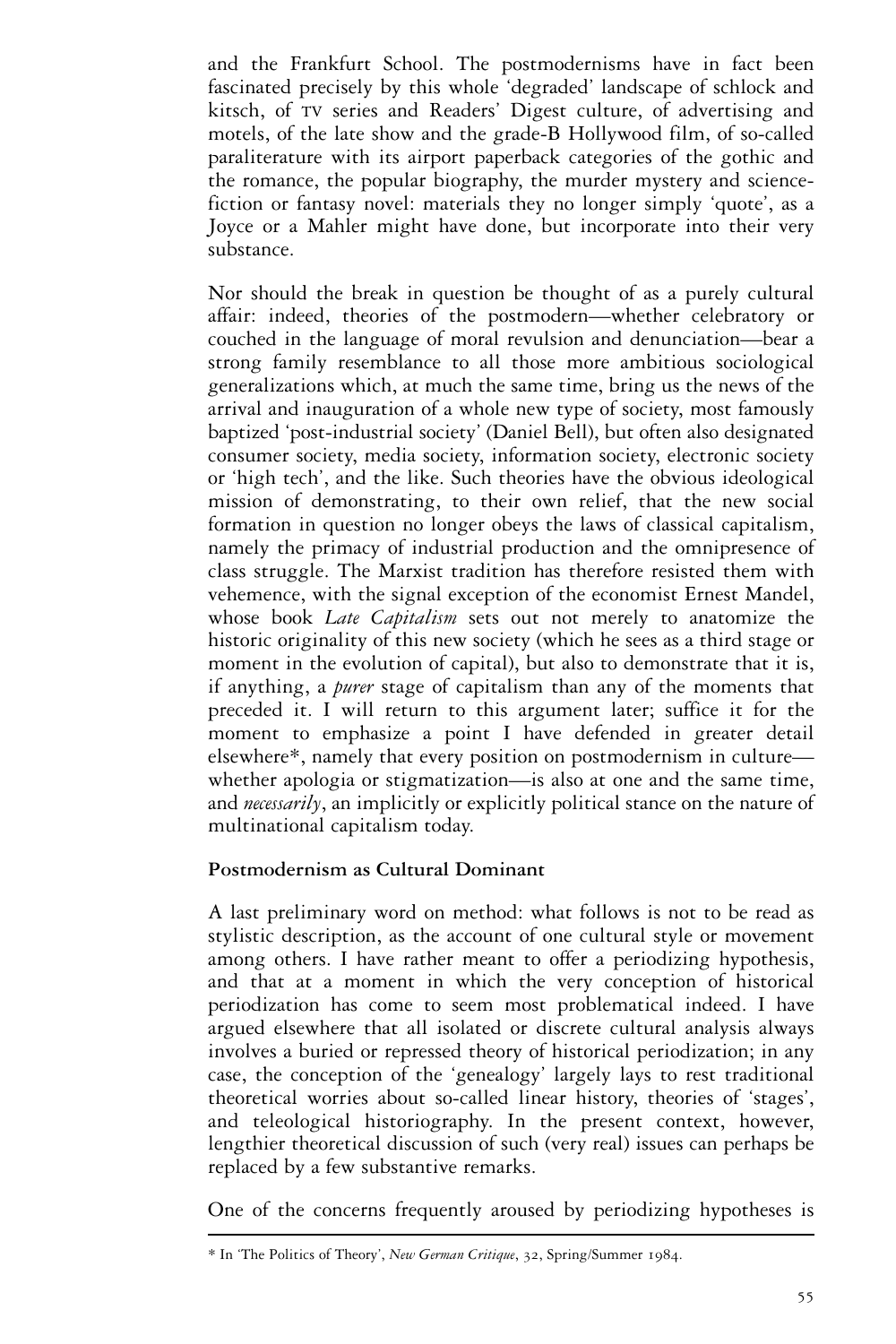and the Frankfurt School. The postmodernisms have in fact been fascinated precisely by this whole 'degraded' landscape of schlock and kitsch, of TV series and Readers' Digest culture, of advertising and motels, of the late show and the grade-B Hollywood film, of so-called paraliterature with its airport paperback categories of the gothic and the romance, the popular biography, the murder mystery and science-fiction or fantasy novel: materials they no longer simply 'quote', as a Joyce or a Mahler might have done, but incorporate into their very substance.

Nor should the break in question be thought of as a purely cultural affair: indeed, theories of the postmodern—whether celebratory or couched in the language of moral revulsion and denunciation—bear a strong family resemblance to all those more ambitious sociological generalizations which, at much the same time, bring us the news of the arrival and inauguration of a whole new type of society, most famously baptized 'post-industrial society' (Daniel Bell), but often also designated consumer society, media society, information society, electronic society or 'high tech', and the like. Such theories have the obvious ideological mission of demonstrating, to their own relief, that the new social formation in question no longer obeys the laws of classical capitalism, namely the primacy of industrial production and the omnipresence of class struggle. The Marxist tradition has therefore resisted them with vehemence, with the signal exception of the economist Ernest Mandel, whose book *Late Capitalism* sets out not merely to anatomize the historic originality of this new society (which he sees as a third stage or moment in the evolution of capital), but also to demonstrate that it is, if anything, a *purer* stage of capitalism than any of the moments that preceded it. I will return to this argument later; suffice it for the moment to emphasize a point I have defended in greater detail elsewhere*, namely that every position on postmodernism in culture—whether apologia or stigmatization—is also at one and the same time, and *necessarily*, an implicitly or explicitly political stance on the nature of multinational capitalism today.

### Postmodernism as Cultural Dominant

A last preliminary word on method: what follows is not to be read as stylistic description, as the account of one cultural style or movement among others. I have rather meant to offer a periodizing hypothesis, and that at a moment in which the very conception of historical periodization has come to seem most problematical indeed. I have argued elsewhere that all isolated or discrete cultural analysis always involves a buried or repressed theory of historical periodization; in any case, the conception of the 'genealogy' largely lays to rest traditional theoretical worries about so-called linear history, theories of 'stages', and teleological historiography. In the present context, however, lengthier theoretical discussion of such (very real) issues can perhaps be replaced by a few substantive remarks.

One of the concerns frequently aroused by periodizing hypotheses is

---

* In 'The Politics of Theory', *New German Critique*, 32, Spring/Summer 1984.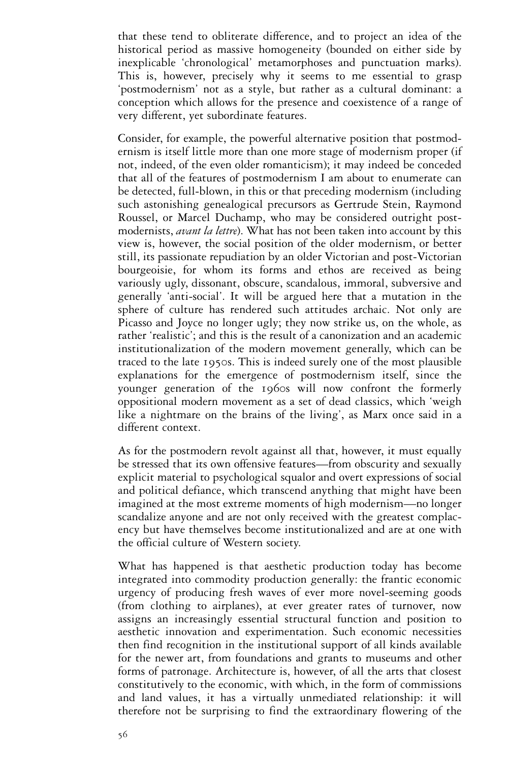that these tend to obliterate difference, and to project an idea of the historical period as massive homogeneity (bounded on either side by inexplicable 'chronological' metamorphoses and punctuation marks). This is, however, precisely why it seems to me essential to grasp 'postmodernism' not as a style, but rather as a cultural dominant: a conception which allows for the presence and coexistence of a range of very different, yet subordinate features.

Consider, for example, the powerful alternative position that postmodernism is itself little more than one more stage of modernism proper (if not, indeed, of the even older romanticism); it may indeed be conceded that all of the features of postmodernism I am about to enumerate can be detected, full-blown, in this or that preceding modernism (including such astonishing genealogical precursors as Gertrude Stein, Raymond Roussel, or Marcel Duchamp, who may be considered outright postmodernists, *avant la lettre*). What has not been taken into account by this view is, however, the social position of the older modernism, or better still, its passionate repudiation by an older Victorian and post-Victorian bourgeoisie, for whom its forms and ethos are received as being variously ugly, dissonant, obscure, scandalous, immoral, subversive and generally 'anti-social'. It will be argued here that a mutation in the sphere of culture has rendered such attitudes archaic. Not only are Picasso and Joyce no longer ugly; they now strike us, on the whole, as rather 'realistic'; and this is the result of a canonization and an academic institutionalization of the modern movement generally, which can be traced to the late 1950s. This is indeed surely one of the most plausible explanations for the emergence of postmodernism itself, since the younger generation of the 1960s will now confront the formerly oppositional modern movement as a set of dead classics, which 'weigh like a nightmare on the brains of the living', as Marx once said in a different context.

As for the postmodern revolt against all that, however, it must equally be stressed that its own offensive features—from obscurity and sexually explicit material to psychological squalor and overt expressions of social and political defiance, which transcend anything that might have been imagined at the most extreme moments of high modernism—no longer scandalize anyone and are not only received with the greatest complacency but have themselves become institutionalized and are at one with the official culture of Western society.

What has happened is that aesthetic production today has become integrated into commodity production generally: the frantic economic urgency of producing fresh waves of ever more novel-seeming goods (from clothing to airplanes), at ever greater rates of turnover, now assigns an increasingly essential structural function and position to aesthetic innovation and experimentation. Such economic necessities then find recognition in the institutional support of all kinds available for the newer art, from foundations and grants to museums and other forms of patronage. Architecture is, however, of all the arts that closest constitutively to the economic, with which, in the form of commissions and land values, it has a virtually unmediated relationship: it will therefore not be surprising to find the extraordinary flowering of the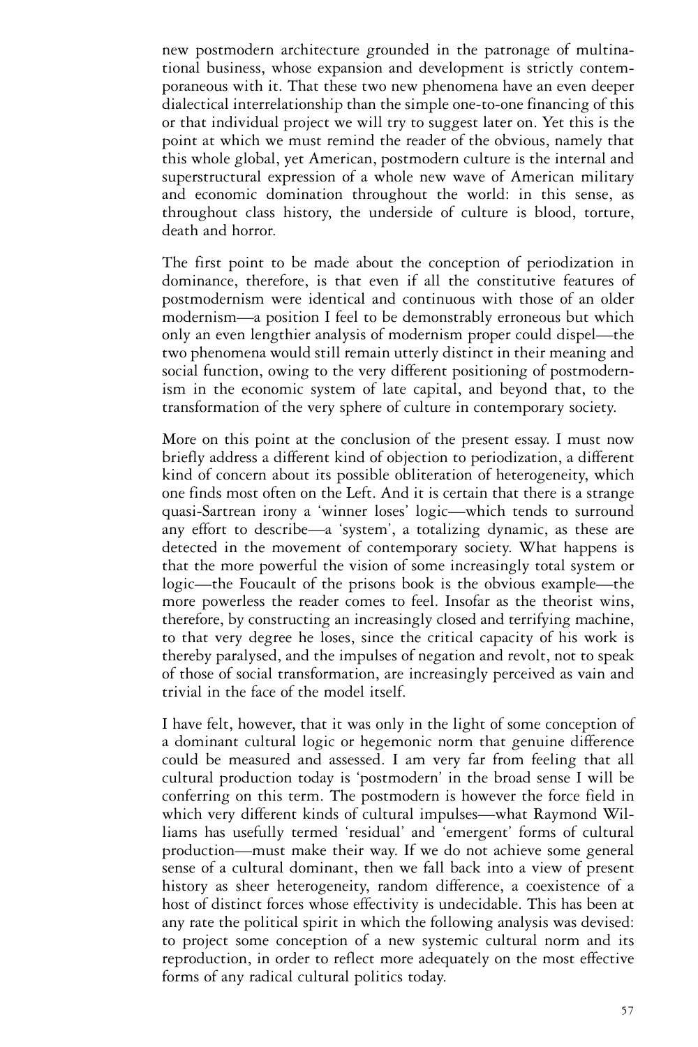new postmodern architecture grounded in the patronage of multinational business, whose expansion and development is strictly contemporaneous with it. That these two new phenomena have an even deeper dialectical interrelationship than the simple one-to-one financing of this or that individual project we will try to suggest later on. Yet this is the point at which we must remind the reader of the obvious, namely that this whole global, yet American, postmodern culture is the internal and superstructural expression of a whole new wave of American military and economic domination throughout the world: in this sense, as throughout class history, the underside of culture is blood, torture, death and horror.

The first point to be made about the conception of periodization in dominance, therefore, is that even if all the constitutive features of postmodernism were identical and continuous with those of an older modernism—a position I feel to be demonstrably erroneous but which only an even lengthier analysis of modernism proper could dispel—the two phenomena would still remain utterly distinct in their meaning and social function, owing to the very different positioning of postmodernism in the economic system of late capital, and beyond that, to the transformation of the very sphere of culture in contemporary society.

More on this point at the conclusion of the present essay. I must now briefly address a different kind of objection to periodization, a different kind of concern about its possible obliteration of heterogeneity, which one finds most often on the Left. And it is certain that there is a strange quasi-Sartrean irony a 'winner loses' logic—which tends to surround any effort to describe—a 'system', a totalizing dynamic, as these are detected in the movement of contemporary society. What happens is that the more powerful the vision of some increasingly total system or logic—the Foucault of the prisons book is the obvious example—the more powerless the reader comes to feel. Insofar as the theorist wins, therefore, by constructing an increasingly closed and terrifying machine, to that very degree he loses, since the critical capacity of his work is thereby paralysed, and the impulses of negation and revolt, not to speak of those of social transformation, are increasingly perceived as vain and trivial in the face of the model itself.

I have felt, however, that it was only in the light of some conception of a dominant cultural logic or hegemonic norm that genuine difference could be measured and assessed. I am very far from feeling that all cultural production today is 'postmodern' in the broad sense I will be conferring on this term. The postmodern is however the force field in which very different kinds of cultural impulses—what Raymond Williams has usefully termed 'residual' and 'emergent' forms of cultural production—must make their way. If we do not achieve some general sense of a cultural dominant, then we fall back into a view of present history as sheer heterogeneity, random difference, a coexistence of a host of distinct forces whose effectivity is undecidable. This has been at any rate the political spirit in which the following analysis was devised: to project some conception of a new systemic cultural norm and its reproduction, in order to reflect more adequately on the most effective forms of any radical cultural politics today.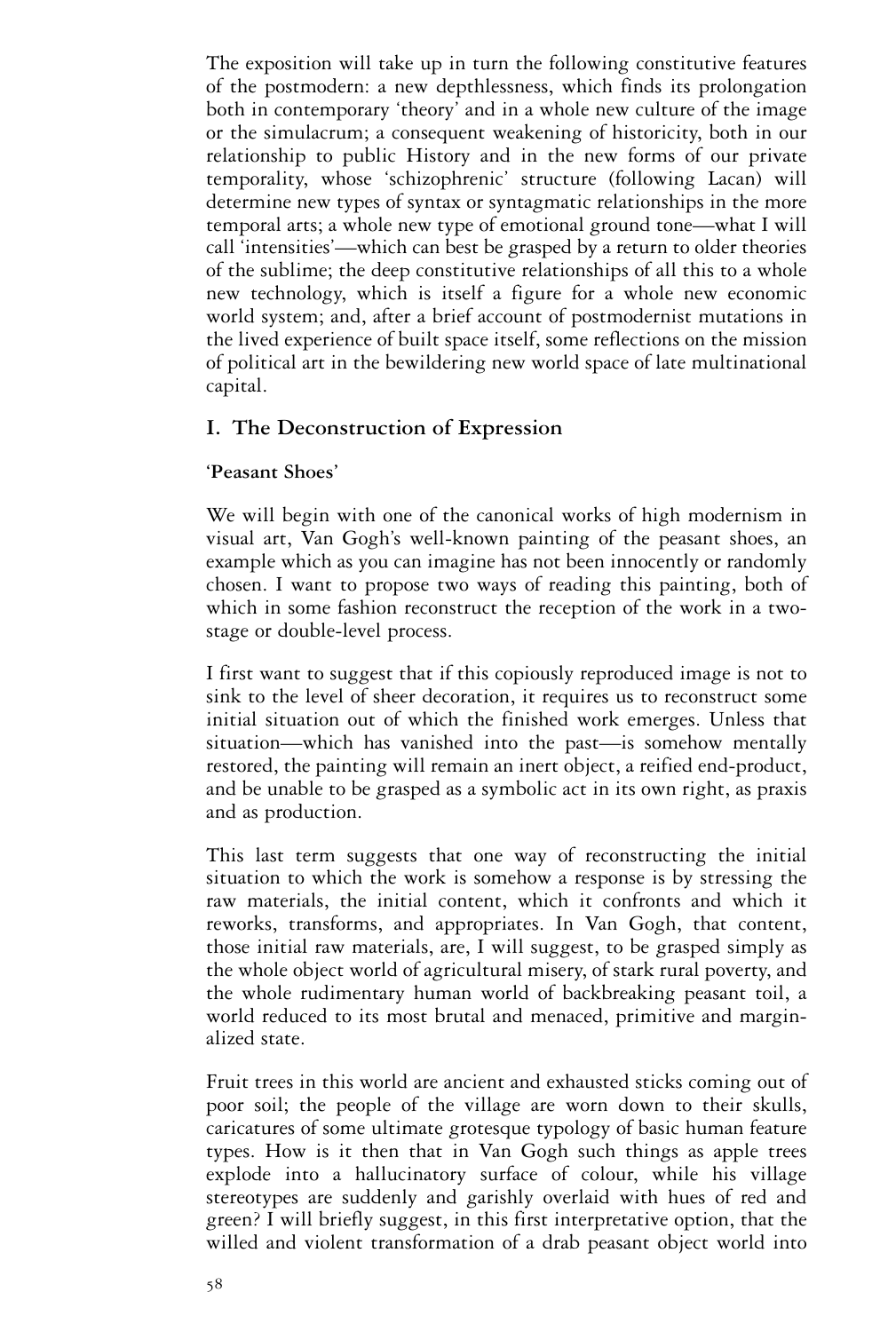The exposition will take up in turn the following constitutive features of the postmodern: a new depthlessness, which finds its prolongation both in contemporary 'theory' and in a whole new culture of the image or the simulacrum; a consequent weakening of historicity, both in our relationship to public History and in the new forms of our private temporality, whose 'schizophrenic' structure (following Lacan) will determine new types of syntax or syntagmatic relationships in the more temporal arts; a whole new type of emotional ground tone—what I will call 'intensities'—which can best be grasped by a return to older theories of the sublime; the deep constitutive relationships of all this to a whole new technology, which is itself a figure for a whole new economic world system; and, after a brief account of postmodernist mutations in the lived experience of built space itself, some reflections on the mission of political art in the bewildering new world space of late multinational capital.

## I. The Deconstruction of Expression

### 'Peasant Shoes'

We will begin with one of the canonical works of high modernism in visual art, Van Gogh's well-known painting of the peasant shoes, an example which as you can imagine has not been innocently or randomly chosen. I want to propose two ways of reading this painting, both of which in some fashion reconstruct the reception of the work in a two-stage or double-level process.

I first want to suggest that if this copiously reproduced image is not to sink to the level of sheer decoration, it requires us to reconstruct some initial situation out of which the finished work emerges. Unless that situation—which has vanished into the past—is somehow mentally restored, the painting will remain an inert object, a reified end-product, and be unable to be grasped as a symbolic act in its own right, as praxis and as production.

This last term suggests that one way of reconstructing the initial situation to which the work is somehow a response is by stressing the raw materials, the initial content, which it confronts and which it reworks, transforms, and appropriates. In Van Gogh, that content, those initial raw materials, are, I will suggest, to be grasped simply as the whole object world of agricultural misery, of stark rural poverty, and the whole rudimentary human world of backbreaking peasant toil, a world reduced to its most brutal and menaced, primitive and marginalized state.

Fruit trees in this world are ancient and exhausted sticks coming out of poor soil; the people of the village are worn down to their skulls, caricatures of some ultimate grotesque typology of basic human feature types. How is it then that in Van Gogh such things as apple trees explode into a hallucinatory surface of colour, while his village stereotypes are suddenly and garishly overlaid with hues of red and green? I will briefly suggest, in this first interpretative option, that the willed and violent transformation of a drab peasant object world into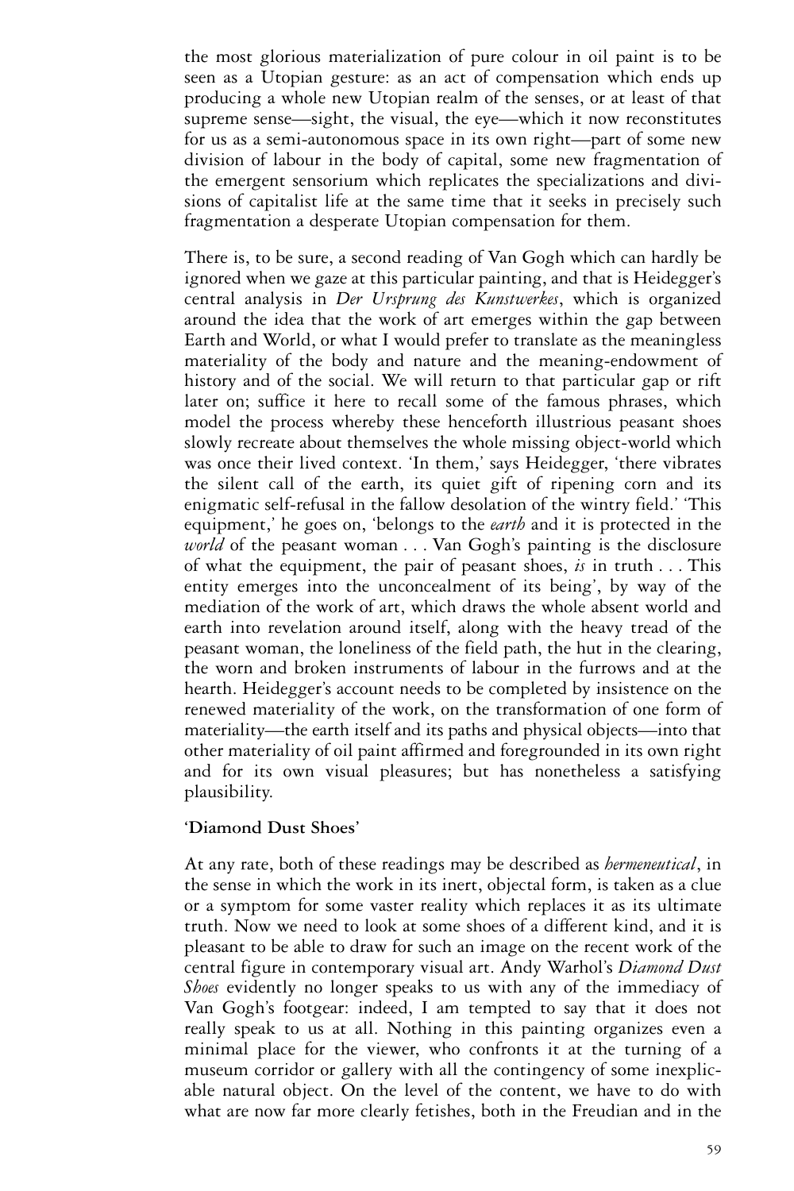the most glorious materialization of pure colour in oil paint is to be seen as a Utopian gesture: as an act of compensation which ends up producing a whole new Utopian realm of the senses, or at least of that supreme sense—sight, the visual, the eye—which it now reconstitutes for us as a semi-autonomous space in its own right—part of some new division of labour in the body of capital, some new fragmentation of the emergent sensorium which replicates the specializations and divisions of capitalist life at the same time that it seeks in precisely such fragmentation a desperate Utopian compensation for them.

There is, to be sure, a second reading of Van Gogh which can hardly be ignored when we gaze at this particular painting, and that is Heidegger's central analysis in *Der Ursprung des Kunstwerkes*, which is organized around the idea that the work of art emerges within the gap between Earth and World, or what I would prefer to translate as the meaningless materiality of the body and nature and the meaning-endowment of history and of the social. We will return to that particular gap or rift later on; suffice it here to recall some of the famous phrases, which model the process whereby these henceforth illustrious peasant shoes slowly recreate about themselves the whole missing object-world which was once their lived context. 'In them,' says Heidegger, 'there vibrates the silent call of the earth, its quiet gift of ripening corn and its enigmatic self-refusal in the fallow desolation of the wintry field.' 'This equipment,' he goes on, 'belongs to the *earth* and it is protected in the *world* of the peasant woman . . . Van Gogh's painting is the disclosure of what the equipment, the pair of peasant shoes, *is* in truth . . . This entity emerges into the unconcealment of its being', by way of the mediation of the work of art, which draws the whole absent world and earth into revelation around itself, along with the heavy tread of the peasant woman, the loneliness of the field path, the hut in the clearing, the worn and broken instruments of labour in the furrows and at the hearth. Heidegger's account needs to be completed by insistence on the renewed materiality of the work, on the transformation of one form of materiality—the earth itself and its paths and physical objects—into that other materiality of oil paint affirmed and foregrounded in its own right and for its own visual pleasures; but has nonetheless a satisfying plausibility.

### 'Diamond Dust Shoes'

At any rate, both of these readings may be described as *hermeneutical*, in the sense in which the work in its inert, objectal form, is taken as a clue or a symptom for some vaster reality which replaces it as its ultimate truth. Now we need to look at some shoes of a different kind, and it is pleasant to be able to draw for such an image on the recent work of the central figure in contemporary visual art. Andy Warhol's *Diamond Dust Shoes* evidently no longer speaks to us with any of the immediacy of Van Gogh's footgear: indeed, I am tempted to say that it does not really speak to us at all. Nothing in this painting organizes even a minimal place for the viewer, who confronts it at the turning of a museum corridor or gallery with all the contingency of some inexplicable natural object. On the level of the content, we have to do with what are now far more clearly fetishes, both in the Freudian and in the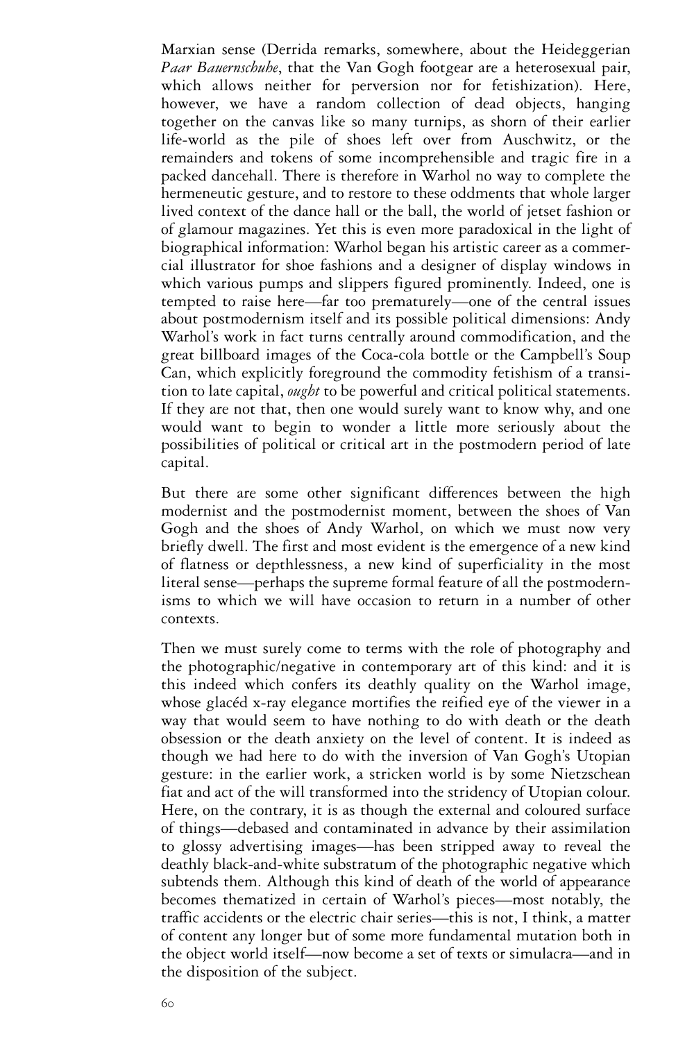Marxian sense (Derrida remarks, somewhere, about the Heideggerian *Paar Bauernschuhe*, that the Van Gogh footgear are a heterosexual pair, which allows neither for perversion nor for fetishization). Here, however, we have a random collection of dead objects, hanging together on the canvas like so many turnips, as shorn of their earlier life-world as the pile of shoes left over from Auschwitz, or the remainders and tokens of some incomprehensible and tragic fire in a packed dancehall. There is therefore in Warhol no way to complete the hermeneutic gesture, and to restore to these oddments that whole larger lived context of the dance hall or the ball, the world of jetset fashion or of glamour magazines. Yet this is even more paradoxical in the light of biographical information: Warhol began his artistic career as a commercial illustrator for shoe fashions and a designer of display windows in which various pumps and slippers figured prominently. Indeed, one is tempted to raise here—far too prematurely—one of the central issues about postmodernism itself and its possible political dimensions: Andy Warhol's work in fact turns centrally around commodification, and the great billboard images of the Coca-cola bottle or the Campbell's Soup Can, which explicitly foreground the commodity fetishism of a transition to late capital, *ought* to be powerful and critical political statements. If they are not that, then one would surely want to know why, and one would want to begin to wonder a little more seriously about the possibilities of political or critical art in the postmodern period of late capital.

But there are some other significant differences between the high modernist and the postmodernist moment, between the shoes of Van Gogh and the shoes of Andy Warhol, on which we must now very briefly dwell. The first and most evident is the emergence of a new kind of flatness or depthlessness, a new kind of superficiality in the most literal sense—perhaps the supreme formal feature of all the postmodernisms to which we will have occasion to return in a number of other contexts.

Then we must surely come to terms with the role of photography and the photographic/negative in contemporary art of this kind: and it is this indeed which confers its deathly quality on the Warhol image, whose glacéd x-ray elegance mortifies the reified eye of the viewer in a way that would seem to have nothing to do with death or the death obsession or the death anxiety on the level of content. It is indeed as though we had here to do with the inversion of Van Gogh's Utopian gesture: in the earlier work, a stricken world is by some Nietzschean fiat and act of the will transformed into the stridency of Utopian colour. Here, on the contrary, it is as though the external and coloured surface of things—debased and contaminated in advance by their assimilation to glossy advertising images—has been stripped away to reveal the deathly black-and-white substratum of the photographic negative which subtends them. Although this kind of death of the world of appearance becomes thematized in certain of Warhol's pieces—most notably, the traffic accidents or the electric chair series—this is not, I think, a matter of content any longer but of some more fundamental mutation both in the object world itself—now become a set of texts or simulacra—and in the disposition of the subject.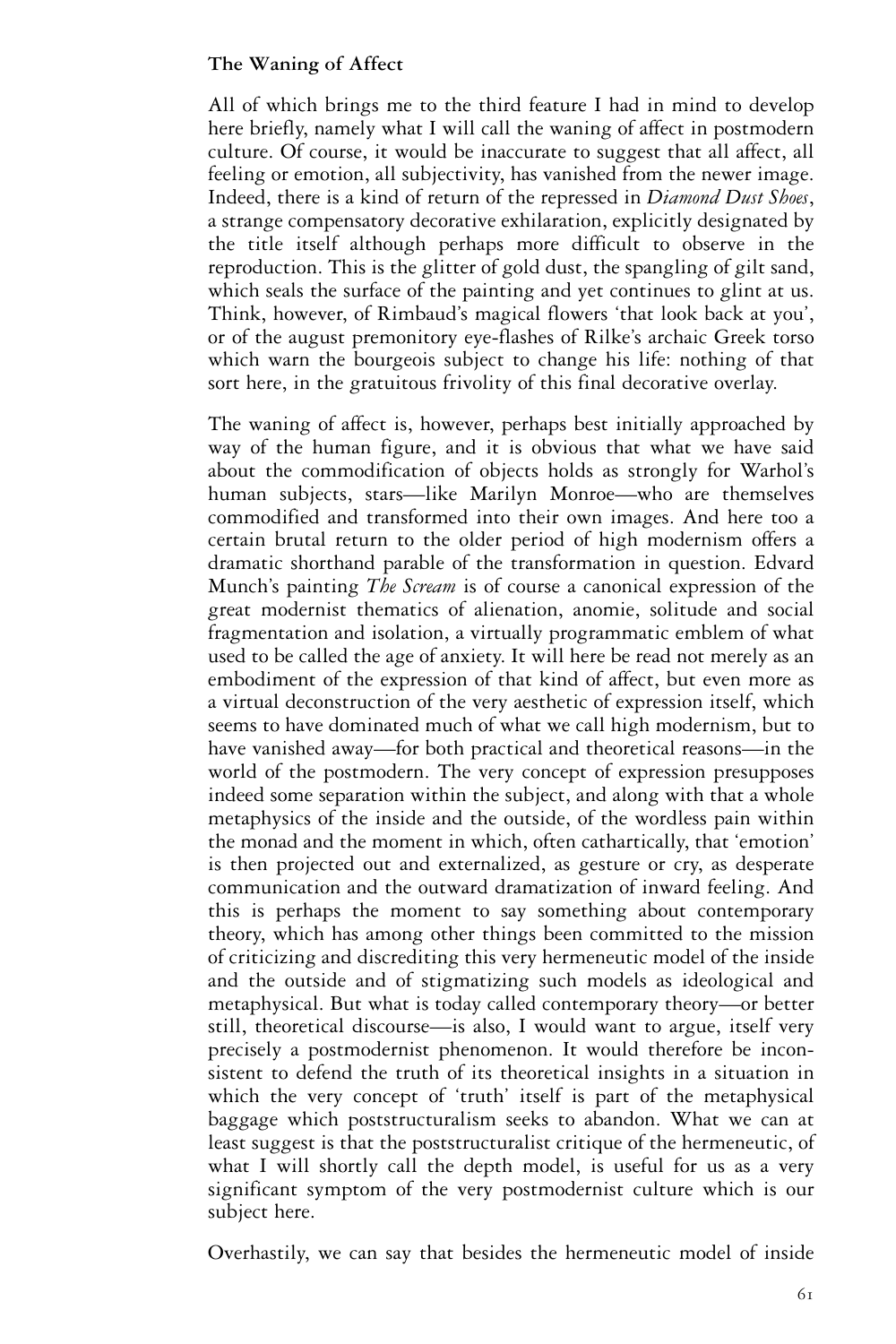### The Waning of Affect

All of which brings me to the third feature I had in mind to develop here briefly, namely what I will call the waning of affect in postmodern culture. Of course, it would be inaccurate to suggest that all affect, all feeling or emotion, all subjectivity, has vanished from the newer image. Indeed, there is a kind of return of the repressed in *Diamond Dust Shoes*, a strange compensatory decorative exhilaration, explicitly designated by the title itself although perhaps more difficult to observe in the reproduction. This is the glitter of gold dust, the spangling of gilt sand, which seals the surface of the painting and yet continues to glint at us. Think, however, of Rimbaud's magical flowers 'that look back at you', or of the august premonitory eye-flashes of Rilke's archaic Greek torso which warn the bourgeois subject to change his life: nothing of that sort here, in the gratuitous frivolity of this final decorative overlay.

The waning of affect is, however, perhaps best initially approached by way of the human figure, and it is obvious that what we have said about the commodification of objects holds as strongly for Warhol's human subjects, stars—like Marilyn Monroe—who are themselves commodified and transformed into their own images. And here too a certain brutal return to the older period of high modernism offers a dramatic shorthand parable of the transformation in question. Edvard Munch's painting *The Scream* is of course a canonical expression of the great modernist thematics of alienation, anomie, solitude and social fragmentation and isolation, a virtually programmatic emblem of what used to be called the age of anxiety. It will here be read not merely as an embodiment of the expression of that kind of affect, but even more as a virtual deconstruction of the very aesthetic of expression itself, which seems to have dominated much of what we call high modernism, but to have vanished away—for both practical and theoretical reasons—in the world of the postmodern. The very concept of expression presupposes indeed some separation within the subject, and along with that a whole metaphysics of the inside and the outside, of the wordless pain within the monad and the moment in which, often cathartically, that 'emotion' is then projected out and externalized, as gesture or cry, as desperate communication and the outward dramatization of inward feeling. And this is perhaps the moment to say something about contemporary theory, which has among other things been committed to the mission of criticizing and discrediting this very hermeneutic model of the inside and the outside and of stigmatizing such models as ideological and metaphysical. But what is today called contemporary theory—or better still, theoretical discourse—is also, I would want to argue, itself very precisely a postmodernist phenomenon. It would therefore be inconsistent to defend the truth of its theoretical insights in a situation in which the very concept of 'truth' itself is part of the metaphysical baggage which poststructuralism seeks to abandon. What we can at least suggest is that the poststructuralist critique of the hermeneutic, of what I will shortly call the depth model, is useful for us as a very significant symptom of the very postmodernist culture which is our subject here.

Overhastily, we can say that besides the hermeneutic model of inside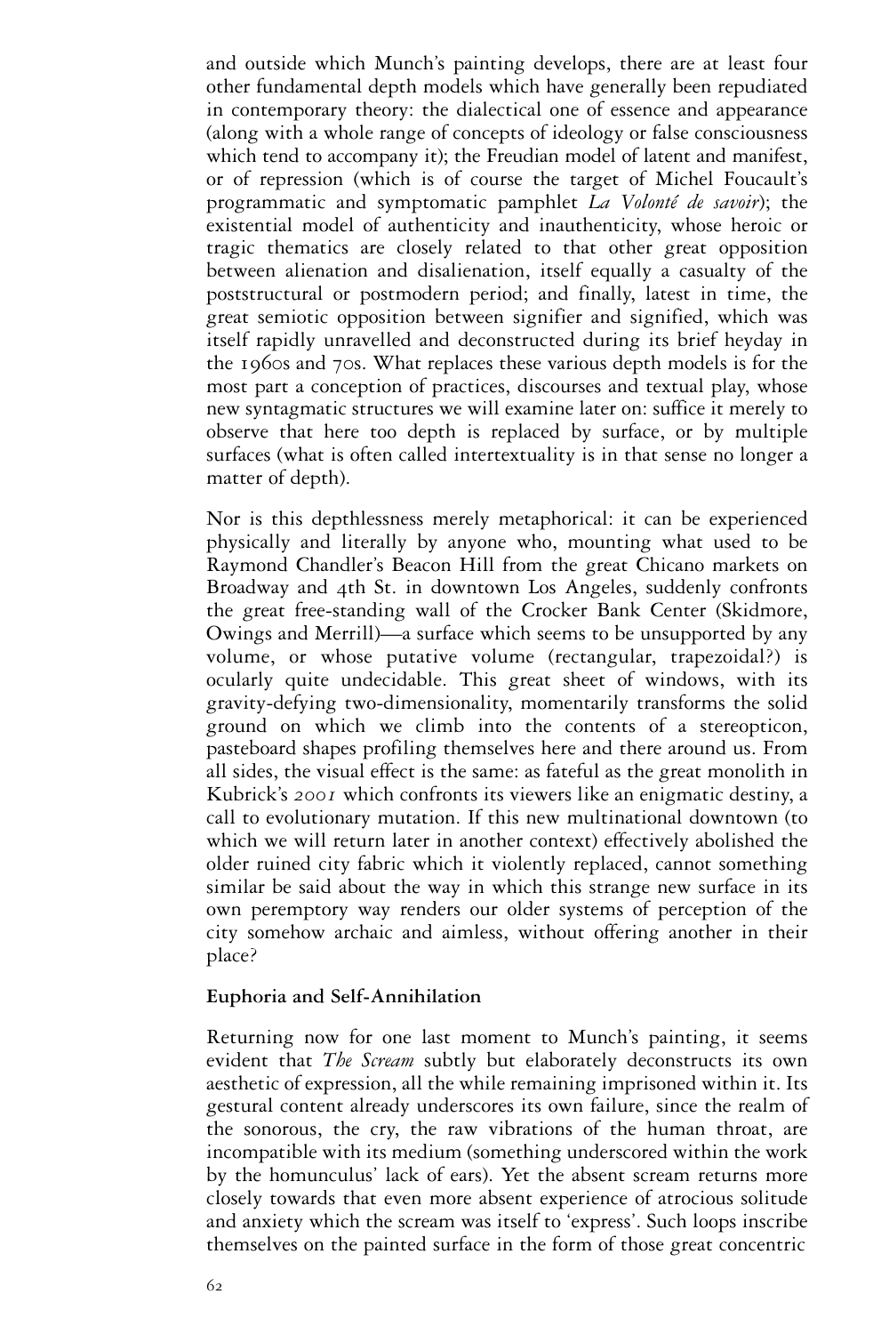and outside which Munch's painting develops, there are at least four other fundamental depth models which have generally been repudiated in contemporary theory: the dialectical one of essence and appearance (along with a whole range of concepts of ideology or false consciousness which tend to accompany it); the Freudian model of latent and manifest, or of repression (which is of course the target of Michel Foucault's programmatic and symptomatic pamphlet *La Volonté de savoir*); the existential model of authenticity and inauthenticity, whose heroic or tragic thematics are closely related to that other great opposition between alienation and disalienation, itself equally a casualty of the poststructural or postmodern period; and finally, latest in time, the great semiotic opposition between signifier and signified, which was itself rapidly unravelled and deconstructed during its brief heyday in the 1960s and 70s. What replaces these various depth models is for the most part a conception of practices, discourses and textual play, whose new syntagmatic structures we will examine later on: suffice it merely to observe that here too depth is replaced by surface, or by multiple surfaces (what is often called intertextuality is in that sense no longer a matter of depth).

Nor is this depthlessness merely metaphorical: it can be experienced physically and literally by anyone who, mounting what used to be Raymond Chandler's Beacon Hill from the great Chicano markets on Broadway and 4th St. in downtown Los Angeles, suddenly confronts the great free-standing wall of the Crocker Bank Center (Skidmore, Owings and Merrill)—a surface which seems to be unsupported by any volume, or whose putative volume (rectangular, trapezoidal?) is ocularly quite undecidable. This great sheet of windows, with its gravity-defying two-dimensionality, momentarily transforms the solid ground on which we climb into the contents of a stereopticon, pasteboard shapes profiling themselves here and there around us. From all sides, the visual effect is the same: as fateful as the great monolith in Kubrick's *2001* which confronts its viewers like an enigmatic destiny, a call to evolutionary mutation. If this new multinational downtown (to which we will return later in another context) effectively abolished the older ruined city fabric which it violently replaced, cannot something similar be said about the way in which this strange new surface in its own peremptory way renders our older systems of perception of the city somehow archaic and aimless, without offering another in their place?

### Euphoria and Self-Annihilation

Returning now for one last moment to Munch's painting, it seems evident that *The Scream* subtly but elaborately deconstructs its own aesthetic of expression, all the while remaining imprisoned within it. Its gestural content already underscores its own failure, since the realm of the sonorous, the cry, the raw vibrations of the human throat, are incompatible with its medium (something underscored within the work by the homunculus' lack of ears). Yet the absent scream returns more closely towards that even more absent experience of atrocious solitude and anxiety which the scream was itself to 'express'. Such loops inscribe themselves on the painted surface in the form of those great concentric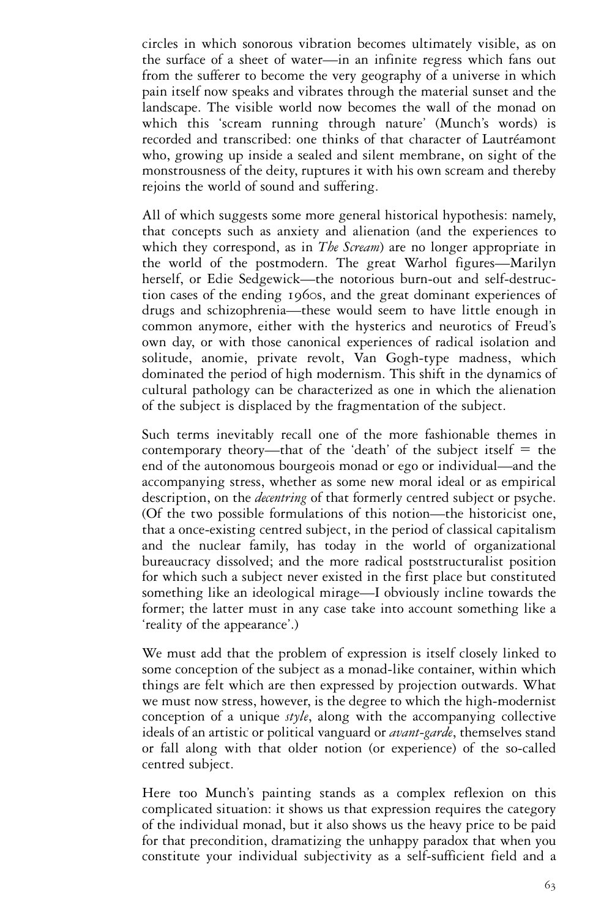circles in which sonorous vibration becomes ultimately visible, as on the surface of a sheet of water—in an infinite regress which fans out from the sufferer to become the very geography of a universe in which pain itself now speaks and vibrates through the material sunset and the landscape. The visible world now becomes the wall of the monad on which this 'scream running through nature' (Munch's words) is recorded and transcribed: one thinks of that character of Lautréamont who, growing up inside a sealed and silent membrane, on sight of the monstrousness of the deity, ruptures it with his own scream and thereby rejoins the world of sound and suffering.

All of which suggests some more general historical hypothesis: namely, that concepts such as anxiety and alienation (and the experiences to which they correspond, as in *The Scream*) are no longer appropriate in the world of the postmodern. The great Warhol figures—Marilyn herself, or Edie Sedgewick—the notorious burn-out and self-destruction cases of the ending 1960s, and the great dominant experiences of drugs and schizophrenia—these would seem to have little enough in common anymore, either with the hysterics and neurotics of Freud's own day, or with those canonical experiences of radical isolation and solitude, anomie, private revolt, Van Gogh-type madness, which dominated the period of high modernism. This shift in the dynamics of cultural pathology can be characterized as one in which the alienation of the subject is displaced by the fragmentation of the subject.

Such terms inevitably recall one of the more fashionable themes in contemporary theory—that of the 'death' of the subject itself = the end of the autonomous bourgeois monad or ego or individual—and the accompanying stress, whether as some new moral ideal or as empirical description, on the *decentring* of that formerly centred subject or psyche. (Of the two possible formulations of this notion—the historicist one, that a once-existing centred subject, in the period of classical capitalism and the nuclear family, has today in the world of organizational bureaucracy dissolved; and the more radical poststructuralist position for which such a subject never existed in the first place but constituted something like an ideological mirage—I obviously incline towards the former; the latter must in any case take into account something like a 'reality of the appearance'.)

We must add that the problem of expression is itself closely linked to some conception of the subject as a monad-like container, within which things are felt which are then expressed by projection outwards. What we must now stress, however, is the degree to which the high-modernist conception of a unique *style*, along with the accompanying collective ideals of an artistic or political vanguard or *avant-garde*, themselves stand or fall along with that older notion (or experience) of the so-called centred subject.

Here too Munch's painting stands as a complex reflexion on this complicated situation: it shows us that expression requires the category of the individual monad, but it also shows us the heavy price to be paid for that precondition, dramatizing the unhappy paradox that when you constitute your individual subjectivity as a self-sufficient field and a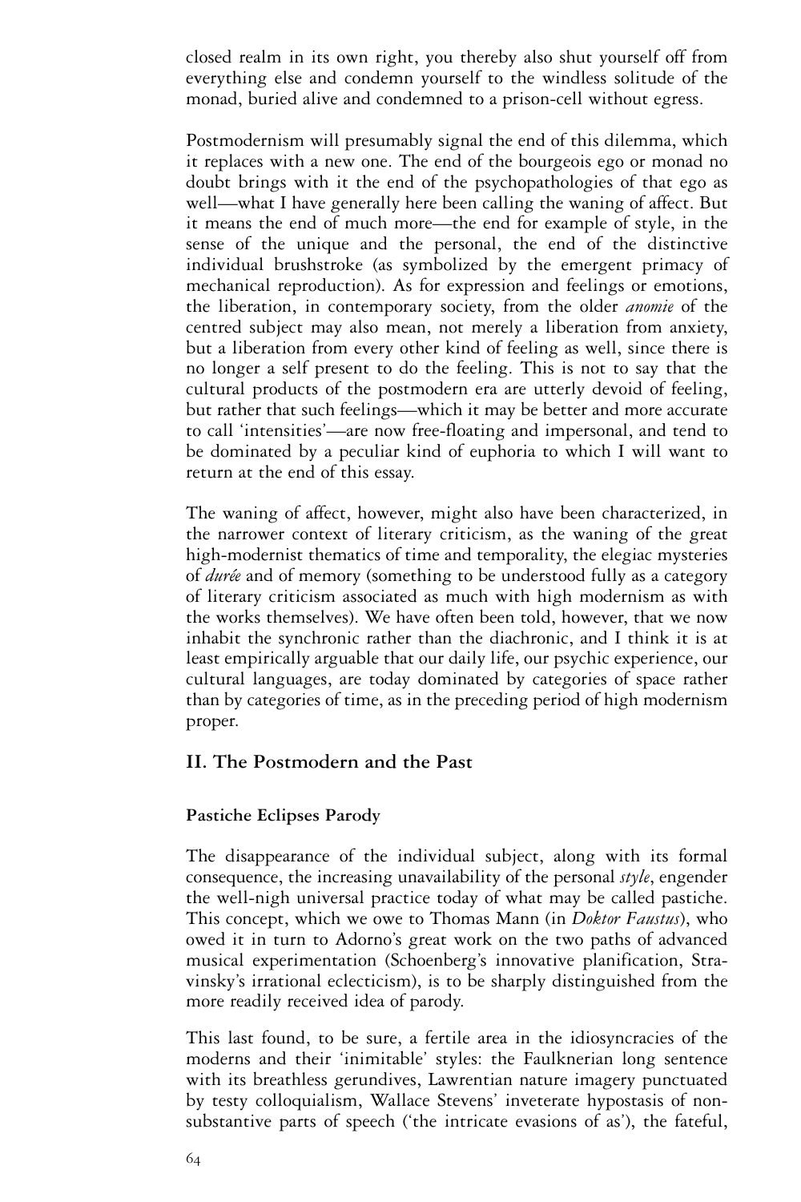closed realm in its own right, you thereby also shut yourself off from everything else and condemn yourself to the windless solitude of the monad, buried alive and condemned to a prison-cell without egress.

Postmodernism will presumably signal the end of this dilemma, which it replaces with a new one. The end of the bourgeois ego or monad no doubt brings with it the end of the psychopathologies of that ego as well—what I have generally here been calling the waning of affect. But it means the end of much more—the end for example of style, in the sense of the unique and the personal, the end of the distinctive individual brushstroke (as symbolized by the emergent primacy of mechanical reproduction). As for expression and feelings or emotions, the liberation, in contemporary society, from the older *anomie* of the centred subject may also mean, not merely a liberation from anxiety, but a liberation from every other kind of feeling as well, since there is no longer a self present to do the feeling. This is not to say that the cultural products of the postmodern era are utterly devoid of feeling, but rather that such feelings—which it may be better and more accurate to call 'intensities'—are now free-floating and impersonal, and tend to be dominated by a peculiar kind of euphoria to which I will want to return at the end of this essay.

The waning of affect, however, might also have been characterized, in the narrower context of literary criticism, as the waning of the great high-modernist thematics of time and temporality, the elegiac mysteries of *durée* and of memory (something to be understood fully as a category of literary criticism associated as much with high modernism as with the works themselves). We have often been told, however, that we now inhabit the synchronic rather than the diachronic, and I think it is at least empirically arguable that our daily life, our psychic experience, our cultural languages, are today dominated by categories of space rather than by categories of time, as in the preceding period of high modernism proper.

## II. The Postmodern and the Past

### Pastiche Eclipses Parody

The disappearance of the individual subject, along with its formal consequence, the increasing unavailability of the personal *style*, engender the well-nigh universal practice today of what may be called pastiche. This concept, which we owe to Thomas Mann (in *Doktor Faustus*), who owed it in turn to Adorno's great work on the two paths of advanced musical experimentation (Schoenberg's innovative planification, Stravinsky's irrational eclecticism), is to be sharply distinguished from the more readily received idea of parody.

This last found, to be sure, a fertile area in the idiosyncracies of the moderns and their 'inimitable' styles: the Faulknerian long sentence with its breathless gerundives, Lawrentian nature imagery punctuated by testy colloquialism, Wallace Stevens' inveterate hypostasis of non-substantive parts of speech ('the intricate evasions of as'), the fateful,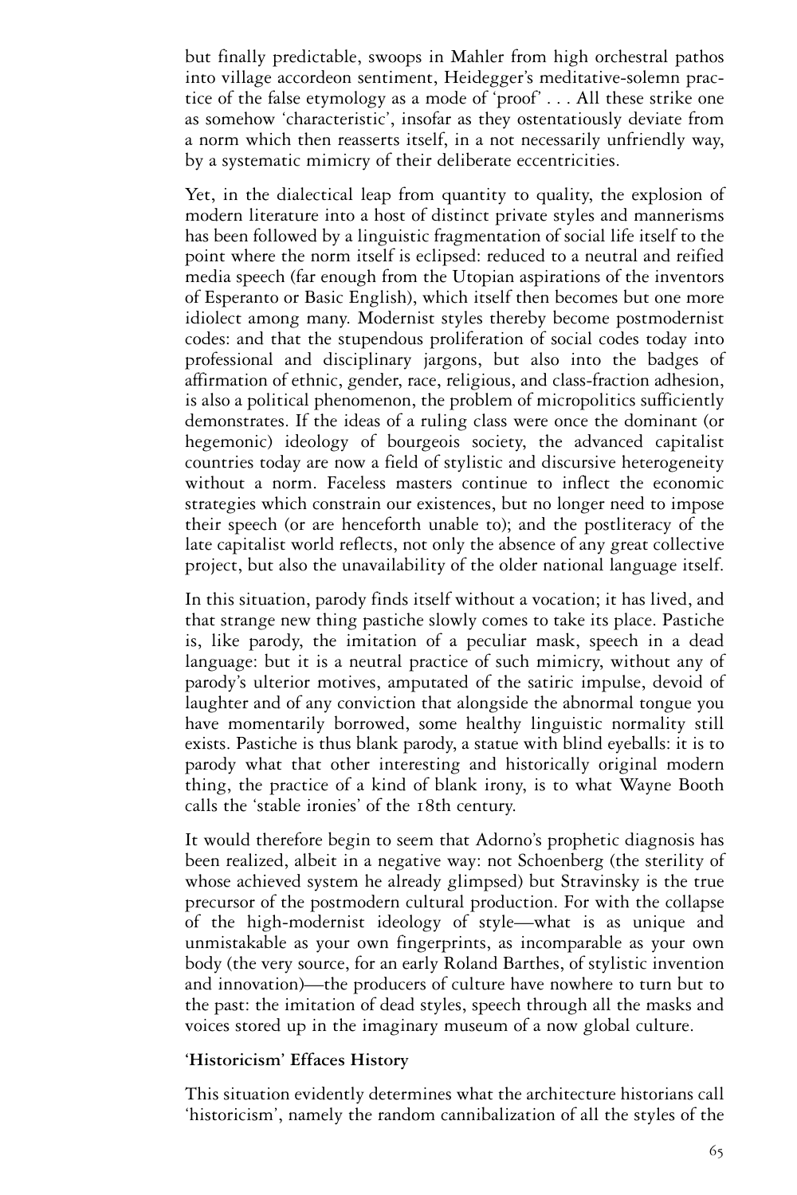but finally predictable, swoops in Mahler from high orchestral pathos into village accordeon sentiment, Heidegger's meditative-solemn practice of the false etymology as a mode of 'proof' . . . All these strike one as somehow 'characteristic', insofar as they ostentatiously deviate from a norm which then reasserts itself, in a not necessarily unfriendly way, by a systematic mimicry of their deliberate eccentricities.

Yet, in the dialectical leap from quantity to quality, the explosion of modern literature into a host of distinct private styles and mannerisms has been followed by a linguistic fragmentation of social life itself to the point where the norm itself is eclipsed: reduced to a neutral and reified media speech (far enough from the Utopian aspirations of the inventors of Esperanto or Basic English), which itself then becomes but one more idiolect among many. Modernist styles thereby become postmodernist codes: and that the stupendous proliferation of social codes today into professional and disciplinary jargons, but also into the badges of affirmation of ethnic, gender, race, religious, and class-fraction adhesion, is also a political phenomenon, the problem of micropolitics sufficiently demonstrates. If the ideas of a ruling class were once the dominant (or hegemonic) ideology of bourgeois society, the advanced capitalist countries today are now a field of stylistic and discursive heterogeneity without a norm. Faceless masters continue to inflect the economic strategies which constrain our existences, but no longer need to impose their speech (or are henceforth unable to); and the postliteracy of the late capitalist world reflects, not only the absence of any great collective project, but also the unavailability of the older national language itself.

In this situation, parody finds itself without a vocation; it has lived, and that strange new thing pastiche slowly comes to take its place. Pastiche is, like parody, the imitation of a peculiar mask, speech in a dead language: but it is a neutral practice of such mimicry, without any of parody's ulterior motives, amputated of the satiric impulse, devoid of laughter and of any conviction that alongside the abnormal tongue you have momentarily borrowed, some healthy linguistic normality still exists. Pastiche is thus blank parody, a statue with blind eyeballs: it is to parody what that other interesting and historically original modern thing, the practice of a kind of blank irony, is to what Wayne Booth calls the 'stable ironies' of the 18th century.

It would therefore begin to seem that Adorno's prophetic diagnosis has been realized, albeit in a negative way: not Schoenberg (the sterility of whose achieved system he already glimpsed) but Stravinsky is the true precursor of the postmodern cultural production. For with the collapse of the high-modernist ideology of style—what is as unique and unmistakable as your own fingerprints, as incomparable as your own body (the very source, for an early Roland Barthes, of stylistic invention and innovation)—the producers of culture have nowhere to turn but to the past: the imitation of dead styles, speech through all the masks and voices stored up in the imaginary museum of a now global culture.

**'Historicism' Effaces History**

This situation evidently determines what the architecture historians call 'historicism', namely the random cannibalization of all the styles of the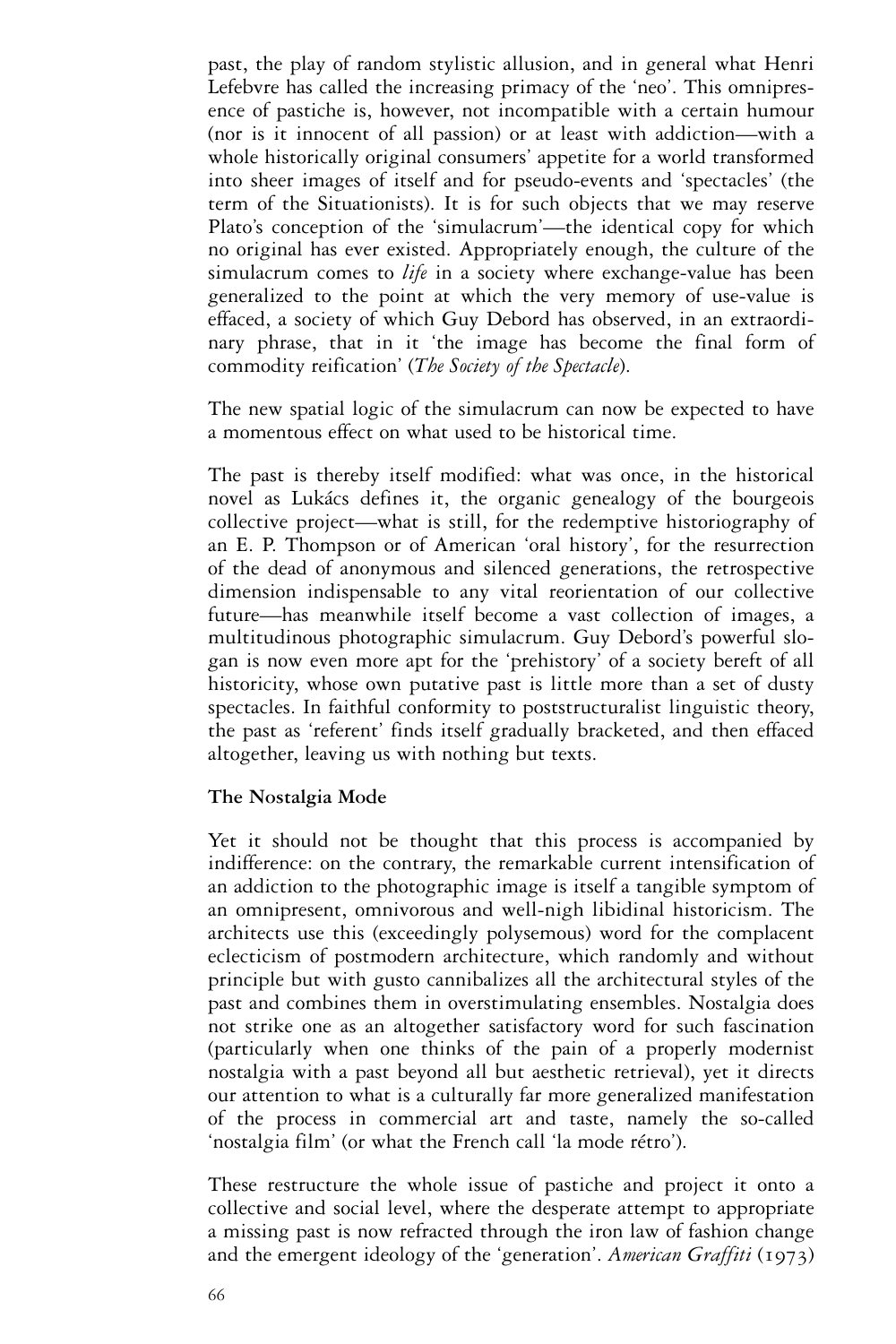past, the play of random stylistic allusion, and in general what Henri Lefebvre has called the increasing primacy of the 'neo'. This omnipresence of pastiche is, however, not incompatible with a certain humour (nor is it innocent of all passion) or at least with addiction—with a whole historically original consumers' appetite for a world transformed into sheer images of itself and for pseudo-events and 'spectacles' (the term of the Situationists). It is for such objects that we may reserve Plato's conception of the 'simulacrum'—the identical copy for which no original has ever existed. Appropriately enough, the culture of the simulacrum comes to *life* in a society where exchange-value has been generalized to the point at which the very memory of use-value is effaced, a society of which Guy Debord has observed, in an extraordinary phrase, that in it 'the image has become the final form of commodity reification' (*The Society of the Spectacle*).

The new spatial logic of the simulacrum can now be expected to have a momentous effect on what used to be historical time.

The past is thereby itself modified: what was once, in the historical novel as Lukács defines it, the organic genealogy of the bourgeois collective project—what is still, for the redemptive historiography of an E. P. Thompson or of American 'oral history', for the resurrection of the dead of anonymous and silenced generations, the retrospective dimension indispensable to any vital reorientation of our collective future—has meanwhile itself become a vast collection of images, a multitudinous photographic simulacrum. Guy Debord's powerful slogan is now even more apt for the 'prehistory' of a society bereft of all historicity, whose own putative past is little more than a set of dusty spectacles. In faithful conformity to poststructuralist linguistic theory, the past as 'referent' finds itself gradually bracketed, and then effaced altogether, leaving us with nothing but texts.

### The Nostalgia Mode

Yet it should not be thought that this process is accompanied by indifference: on the contrary, the remarkable current intensification of an addiction to the photographic image is itself a tangible symptom of an omnipresent, omnivorous and well-nigh libidinal historicism. The architects use this (exceedingly polysemous) word for the complacent eclecticism of postmodern architecture, which randomly and without principle but with gusto cannibalizes all the architectural styles of the past and combines them in overstimulating ensembles. Nostalgia does not strike one as an altogether satisfactory word for such fascination (particularly when one thinks of the pain of a properly modernist nostalgia with a past beyond all but aesthetic retrieval), yet it directs our attention to what is a culturally far more generalized manifestation of the process in commercial art and taste, namely the so-called 'nostalgia film' (or what the French call 'la mode rétro').

These restructure the whole issue of pastiche and project it onto a collective and social level, where the desperate attempt to appropriate a missing past is now refracted through the iron law of fashion change and the emergent ideology of the 'generation'. *American Graffiti* (1973)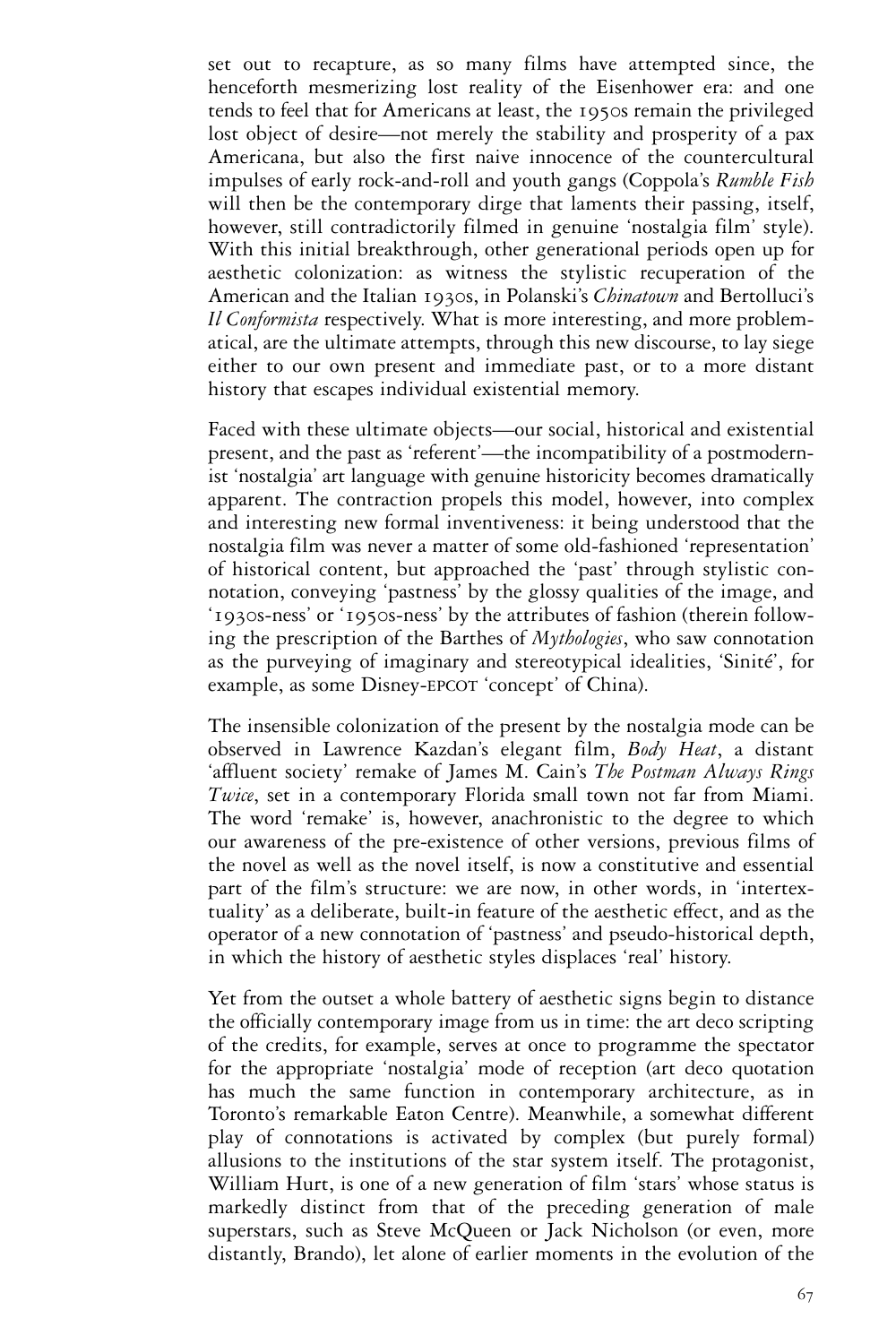set out to recapture, as so many films have attempted since, the henceforth mesmerizing lost reality of the Eisenhower era: and one tends to feel that for Americans at least, the 1950s remain the privileged lost object of desire—not merely the stability and prosperity of a pax Americana, but also the first naive innocence of the countercultural impulses of early rock-and-roll and youth gangs (Coppola's *Rumble Fish* will then be the contemporary dirge that laments their passing, itself, however, still contradictorily filmed in genuine 'nostalgia film' style). With this initial breakthrough, other generational periods open up for aesthetic colonization: as witness the stylistic recuperation of the American and the Italian 1930s, in Polanski's *Chinatown* and Bertolluci's *Il Conformista* respectively. What is more interesting, and more problematical, are the ultimate attempts, through this new discourse, to lay siege either to our own present and immediate past, or to a more distant history that escapes individual existential memory.

Faced with these ultimate objects—our social, historical and existential present, and the past as 'referent'—the incompatibility of a postmodernist 'nostalgia' art language with genuine historicity becomes dramatically apparent. The contraction propels this model, however, into complex and interesting new formal inventiveness: it being understood that the nostalgia film was never a matter of some old-fashioned 'representation' of historical content, but approached the 'past' through stylistic connotation, conveying 'pastness' by the glossy qualities of the image, and '1930s-ness' or '1950s-ness' by the attributes of fashion (therein following the prescription of the Barthes of *Mythologies*, who saw connotation as the purveying of imaginary and stereotypical idealities, 'Sinité', for example, as some Disney-EPCOT 'concept' of China).

The insensible colonization of the present by the nostalgia mode can be observed in Lawrence Kazdan's elegant film, *Body Heat*, a distant 'affluent society' remake of James M. Cain's *The Postman Always Rings Twice*, set in a contemporary Florida small town not far from Miami. The word 'remake' is, however, anachronistic to the degree to which our awareness of the pre-existence of other versions, previous films of the novel as well as the novel itself, is now a constitutive and essential part of the film's structure: we are now, in other words, in 'intertextuality' as a deliberate, built-in feature of the aesthetic effect, and as the operator of a new connotation of 'pastness' and pseudo-historical depth, in which the history of aesthetic styles displaces 'real' history.

Yet from the outset a whole battery of aesthetic signs begin to distance the officially contemporary image from us in time: the art deco scripting of the credits, for example, serves at once to programme the spectator for the appropriate 'nostalgia' mode of reception (art deco quotation has much the same function in contemporary architecture, as in Toronto's remarkable Eaton Centre). Meanwhile, a somewhat different play of connotations is activated by complex (but purely formal) allusions to the institutions of the star system itself. The protagonist, William Hurt, is one of a new generation of film 'stars' whose status is markedly distinct from that of the preceding generation of male superstars, such as Steve McQueen or Jack Nicholson (or even, more distantly, Brando), let alone of earlier moments in the evolution of the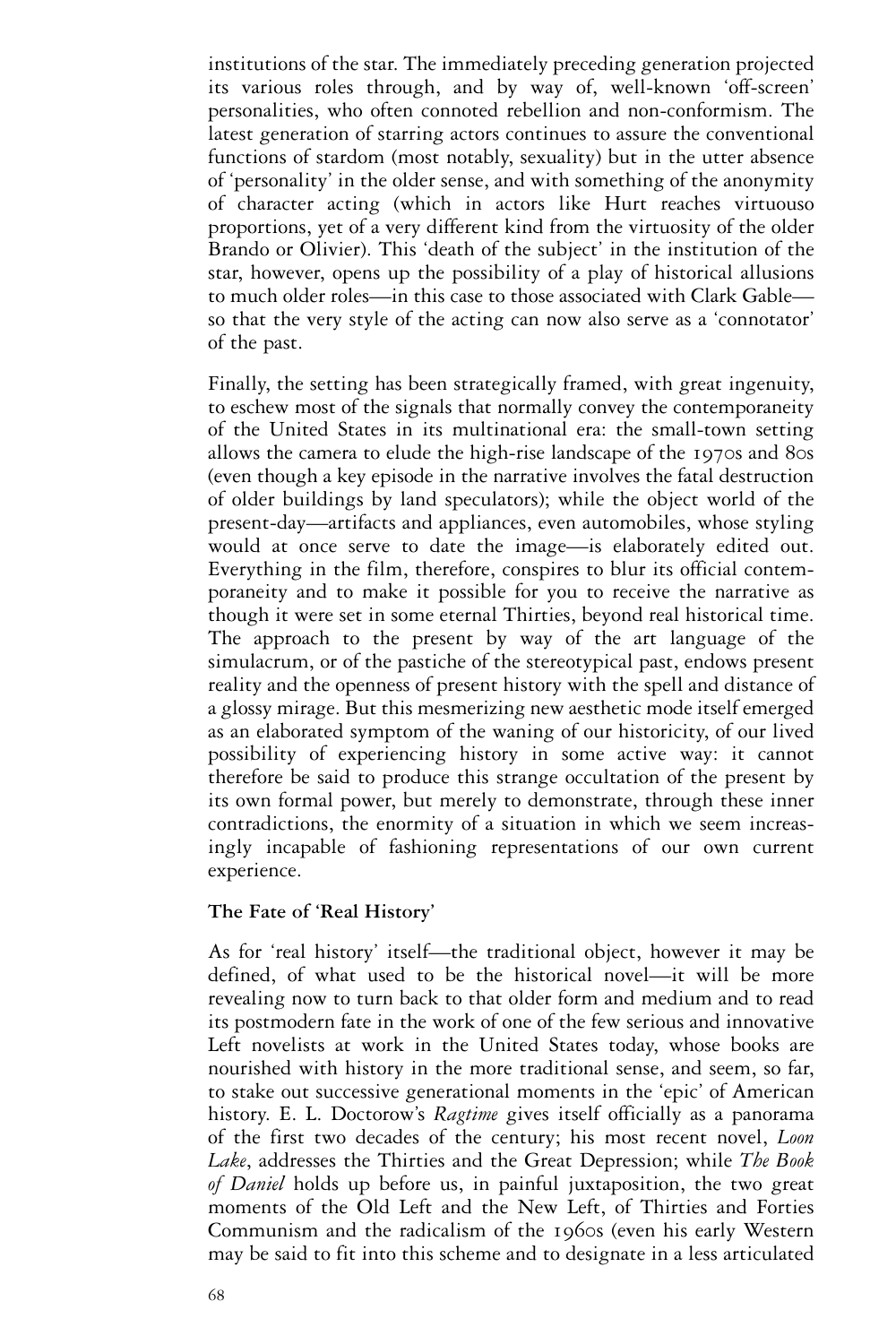institutions of the star. The immediately preceding generation projected its various roles through, and by way of, well-known 'off-screen' personalities, who often connoted rebellion and non-conformism. The latest generation of starring actors continues to assure the conventional functions of stardom (most notably, sexuality) but in the utter absence of 'personality' in the older sense, and with something of the anonymity of character acting (which in actors like Hurt reaches virtuouso proportions, yet of a very different kind from the virtuosity of the older Brando or Olivier). This 'death of the subject' in the institution of the star, however, opens up the possibility of a play of historical allusions to much older roles—in this case to those associated with Clark Gable—so that the very style of the acting can now also serve as a 'connotator' of the past.

Finally, the setting has been strategically framed, with great ingenuity, to eschew most of the signals that normally convey the contemporaneity of the United States in its multinational era: the small-town setting allows the camera to elude the high-rise landscape of the 1970s and 80s (even though a key episode in the narrative involves the fatal destruction of older buildings by land speculators); while the object world of the present-day—artifacts and appliances, even automobiles, whose styling would at once serve to date the image—is elaborately edited out. Everything in the film, therefore, conspires to blur its official contemporaneity and to make it possible for you to receive the narrative as though it were set in some eternal Thirties, beyond real historical time. The approach to the present by way of the art language of the simulacrum, or of the pastiche of the stereotypical past, endows present reality and the openness of present history with the spell and distance of a glossy mirage. But this mesmerizing new aesthetic mode itself emerged as an elaborated symptom of the waning of our historicity, of our lived possibility of experiencing history in some active way: it cannot therefore be said to produce this strange occultation of the present by its own formal power, but merely to demonstrate, through these inner contradictions, the enormity of a situation in which we seem increasingly incapable of fashioning representations of our own current experience.

### The Fate of 'Real History'

As for 'real history' itself—the traditional object, however it may be defined, of what used to be the historical novel—it will be more revealing now to turn back to that older form and medium and to read its postmodern fate in the work of one of the few serious and innovative Left novelists at work in the United States today, whose books are nourished with history in the more traditional sense, and seem, so far, to stake out successive generational moments in the 'epic' of American history. E. L. Doctorow's *Ragtime* gives itself officially as a panorama of the first two decades of the century; his most recent novel, *Loon Lake*, addresses the Thirties and the Great Depression; while *The Book of Daniel* holds up before us, in painful juxtaposition, the two great moments of the Old Left and the New Left, of Thirties and Forties Communism and the radicalism of the 1960s (even his early Western may be said to fit into this scheme and to designate in a less articulated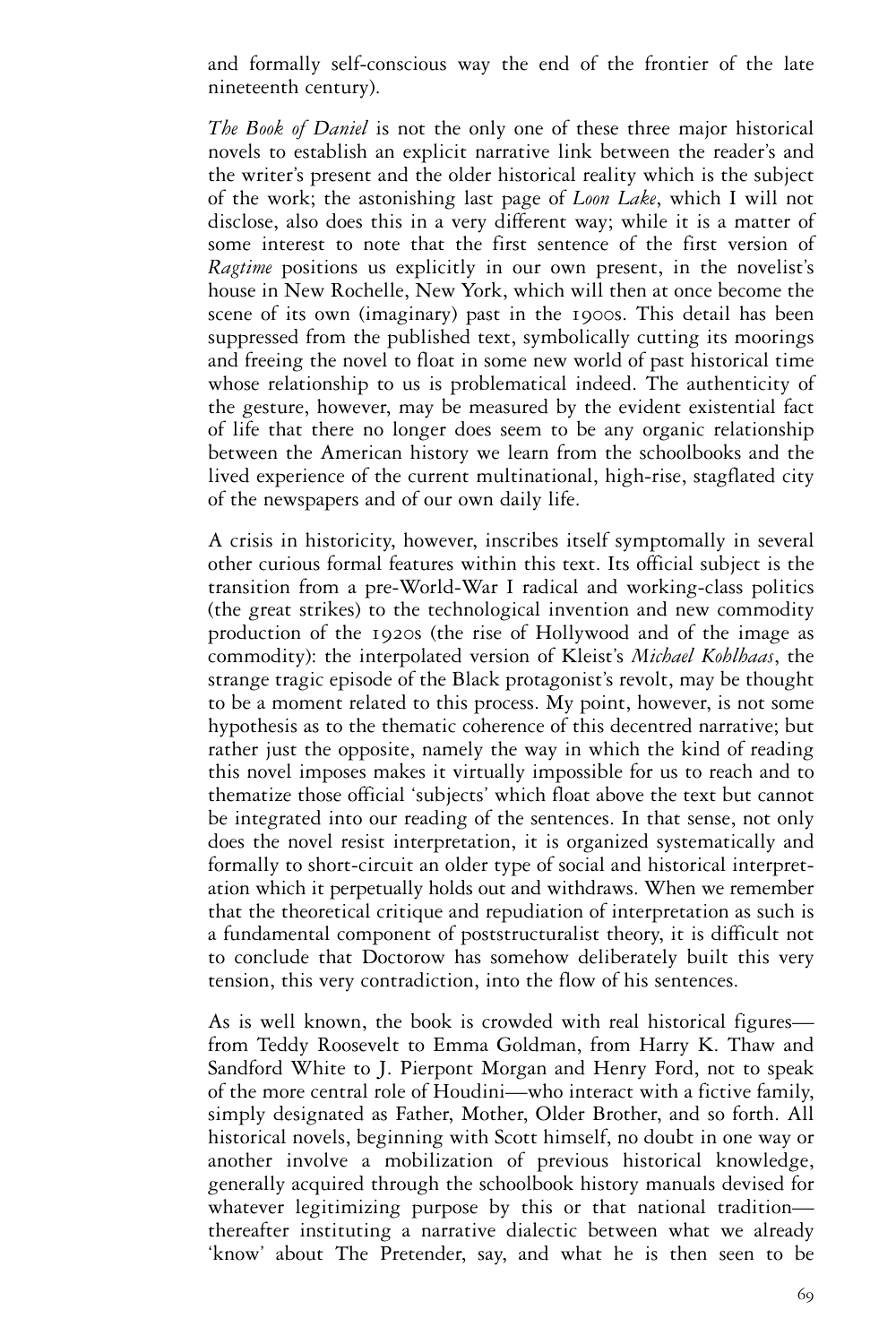and formally self-conscious way the end of the frontier of the late nineteenth century).

*The Book of Daniel* is not the only one of these three major historical novels to establish an explicit narrative link between the reader's and the writer's present and the older historical reality which is the subject of the work; the astonishing last page of *Loon Lake*, which I will not disclose, also does this in a very different way; while it is a matter of some interest to note that the first sentence of the first version of *Ragtime* positions us explicitly in our own present, in the novelist's house in New Rochelle, New York, which will then at once become the scene of its own (imaginary) past in the 1900s. This detail has been suppressed from the published text, symbolically cutting its moorings and freeing the novel to float in some new world of past historical time whose relationship to us is problematical indeed. The authenticity of the gesture, however, may be measured by the evident existential fact of life that there no longer does seem to be any organic relationship between the American history we learn from the schoolbooks and the lived experience of the current multinational, high-rise, stagflated city of the newspapers and of our own daily life.

A crisis in historicity, however, inscribes itself symptomally in several other curious formal features within this text. Its official subject is the transition from a pre-World-War I radical and working-class politics (the great strikes) to the technological invention and new commodity production of the 1920s (the rise of Hollywood and of the image as commodity): the interpolated version of Kleist's *Michael Kohlhaas*, the strange tragic episode of the Black protagonist's revolt, may be thought to be a moment related to this process. My point, however, is not some hypothesis as to the thematic coherence of this decentred narrative; but rather just the opposite, namely the way in which the kind of reading this novel imposes makes it virtually impossible for us to reach and to thematize those official 'subjects' which float above the text but cannot be integrated into our reading of the sentences. In that sense, not only does the novel resist interpretation, it is organized systematically and formally to short-circuit an older type of social and historical interpretation which it perpetually holds out and withdraws. When we remember that the theoretical critique and repudiation of interpretation as such is a fundamental component of poststructuralist theory, it is difficult not to conclude that Doctorow has somehow deliberately built this very tension, this very contradiction, into the flow of his sentences.

As is well known, the book is crowded with real historical figures—from Teddy Roosevelt to Emma Goldman, from Harry K. Thaw and Sandford White to J. Pierpont Morgan and Henry Ford, not to speak of the more central role of Houdini—who interact with a fictive family, simply designated as Father, Mother, Older Brother, and so forth. All historical novels, beginning with Scott himself, no doubt in one way or another involve a mobilization of previous historical knowledge, generally acquired through the schoolbook history manuals devised for whatever legitimizing purpose by this or that national tradition—thereafter instituting a narrative dialectic between what we already 'know' about The Pretender, say, and what he is then seen to be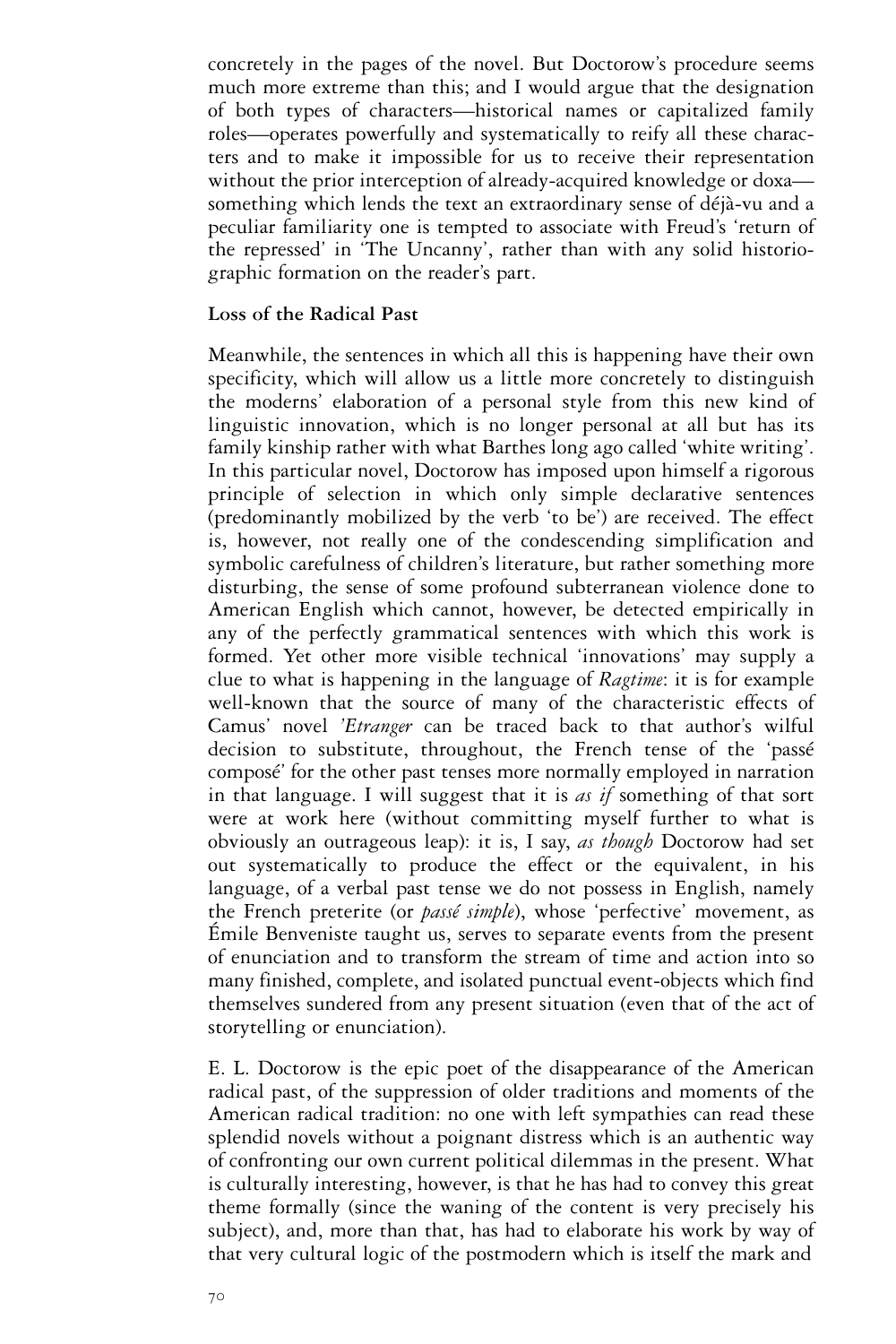concretely in the pages of the novel. But Doctorow's procedure seems much more extreme than this; and I would argue that the designation of both types of characters—historical names or capitalized family roles—operates powerfully and systematically to reify all these characters and to make it impossible for us to receive their representation without the prior interception of already-acquired knowledge or doxa—something which lends the text an extraordinary sense of déjà-vu and a peculiar familiarity one is tempted to associate with Freud's 'return of the repressed' in 'The Uncanny', rather than with any solid historiographic formation on the reader's part.

**Loss of the Radical Past**

Meanwhile, the sentences in which all this is happening have their own specificity, which will allow us a little more concretely to distinguish the moderns' elaboration of a personal style from this new kind of linguistic innovation, which is no longer personal at all but has its family kinship rather with what Barthes long ago called 'white writing'. In this particular novel, Doctorow has imposed upon himself a rigorous principle of selection in which only simple declarative sentences (predominantly mobilized by the verb 'to be') are received. The effect is, however, not really one of the condescending simplification and symbolic carefulness of children's literature, but rather something more disturbing, the sense of some profound subterranean violence done to American English which cannot, however, be detected empirically in any of the perfectly grammatical sentences with which this work is formed. Yet other more visible technical 'innovations' may supply a clue to what is happening in the language of *Ragtime*: it is for example well-known that the source of many of the characteristic effects of Camus' novel *'Etranger* can be traced back to that author's wilful decision to substitute, throughout, the French tense of the 'passé composé' for the other past tenses more normally employed in narration in that language. I will suggest that it is *as if* something of that sort were at work here (without committing myself further to what is obviously an outrageous leap): it is, I say, *as though* Doctorow had set out systematically to produce the effect or the equivalent, in his language, of a verbal past tense we do not possess in English, namely the French preterite (or *passé simple*), whose 'perfective' movement, as Émile Benveniste taught us, serves to separate events from the present of enunciation and to transform the stream of time and action into so many finished, complete, and isolated punctual event-objects which find themselves sundered from any present situation (even that of the act of storytelling or enunciation).

E. L. Doctorow is the epic poet of the disappearance of the American radical past, of the suppression of older traditions and moments of the American radical tradition: no one with left sympathies can read these splendid novels without a poignant distress which is an authentic way of confronting our own current political dilemmas in the present. What is culturally interesting, however, is that he has had to convey this great theme formally (since the waning of the content is very precisely his subject), and, more than that, has had to elaborate his work by way of that very cultural logic of the postmodern which is itself the mark and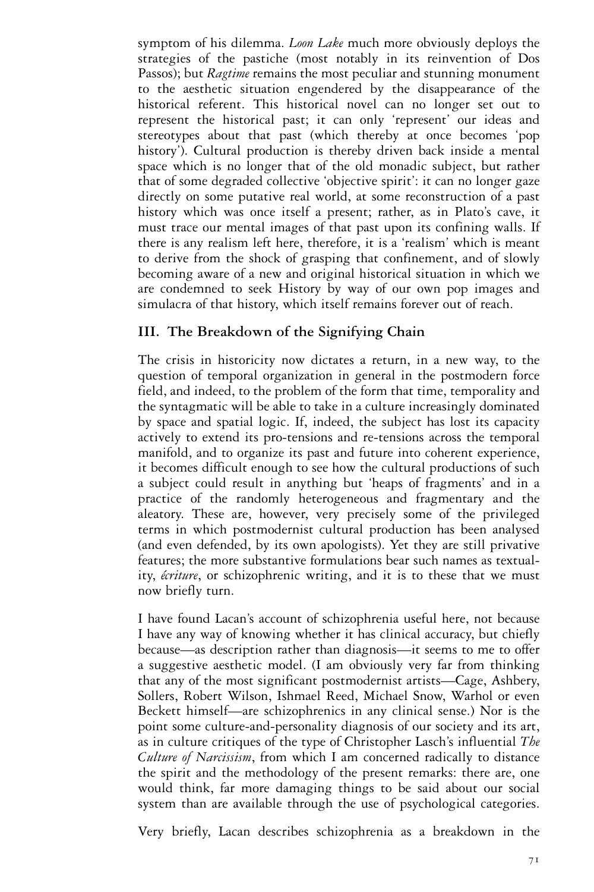symptom of his dilemma. *Loon Lake* much more obviously deploys the strategies of the pastiche (most notably in its reinvention of Dos Passos); but *Ragtime* remains the most peculiar and stunning monument to the aesthetic situation engendered by the disappearance of the historical referent. This historical novel can no longer set out to represent the historical past; it can only 'represent' our ideas and stereotypes about that past (which thereby at once becomes 'pop history'). Cultural production is thereby driven back inside a mental space which is no longer that of the old monadic subject, but rather that of some degraded collective 'objective spirit': it can no longer gaze directly on some putative real world, at some reconstruction of a past history which was once itself a present; rather, as in Plato's cave, it must trace our mental images of that past upon its confining walls. If there is any realism left here, therefore, it is a 'realism' which is meant to derive from the shock of grasping that confinement, and of slowly becoming aware of a new and original historical situation in which we are condemned to seek History by way of our own pop images and simulacra of that history, which itself remains forever out of reach.

## III. The Breakdown of the Signifying Chain

The crisis in historicity now dictates a return, in a new way, to the question of temporal organization in general in the postmodern force field, and indeed, to the problem of the form that time, temporality and the syntagmatic will be able to take in a culture increasingly dominated by space and spatial logic. If, indeed, the subject has lost its capacity actively to extend its pro-tensions and re-tensions across the temporal manifold, and to organize its past and future into coherent experience, it becomes difficult enough to see how the cultural productions of such a subject could result in anything but 'heaps of fragments' and in a practice of the randomly heterogeneous and fragmentary and the aleatory. These are, however, very precisely some of the privileged terms in which postmodernist cultural production has been analysed (and even defended, by its own apologists). Yet they are still privative features; the more substantive formulations bear such names as textuality, *écriture*, or schizophrenic writing, and it is to these that we must now briefly turn.

I have found Lacan's account of schizophrenia useful here, not because I have any way of knowing whether it has clinical accuracy, but chiefly because—as description rather than diagnosis—it seems to me to offer a suggestive aesthetic model. (I am obviously very far from thinking that any of the most significant postmodernist artists—Cage, Ashbery, Sollers, Robert Wilson, Ishmael Reed, Michael Snow, Warhol or even Beckett himself—are schizophrenics in any clinical sense.) Nor is the point some culture-and-personality diagnosis of our society and its art, as in culture critiques of the type of Christopher Lasch's influential *The Culture of Narcissism*, from which I am concerned radically to distance the spirit and the methodology of the present remarks: there are, one would think, far more damaging things to be said about our social system than are available through the use of psychological categories.

Very briefly, Lacan describes schizophrenia as a breakdown in the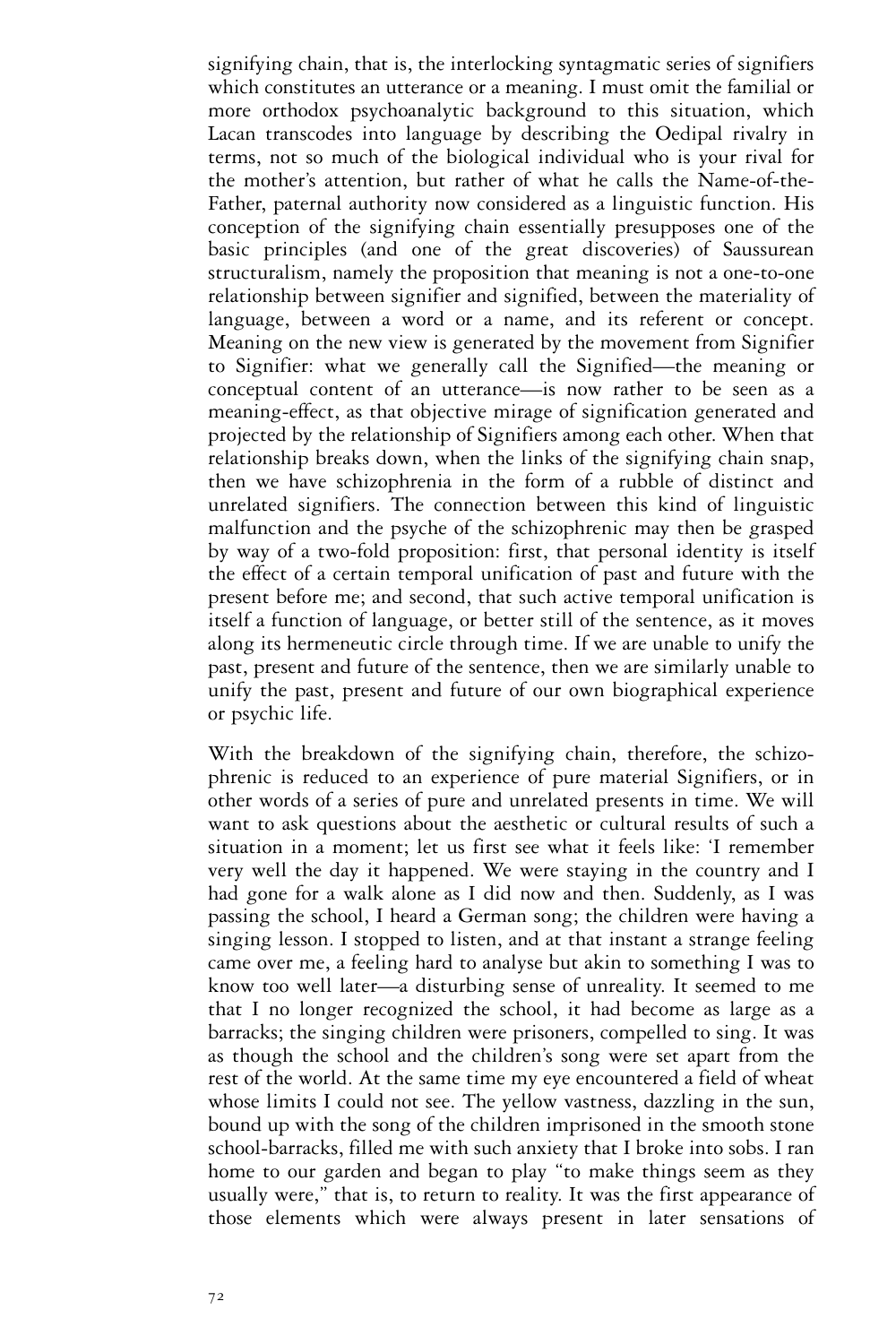signifying chain, that is, the interlocking syntagmatic series of signifiers which constitutes an utterance or a meaning. I must omit the familial or more orthodox psychoanalytic background to this situation, which Lacan transcodes into language by describing the Oedipal rivalry in terms, not so much of the biological individual who is your rival for the mother's attention, but rather of what he calls the Name-of-the-Father, paternal authority now considered as a linguistic function. His conception of the signifying chain essentially presupposes one of the basic principles (and one of the great discoveries) of Saussurean structuralism, namely the proposition that meaning is not a one-to-one relationship between signifier and signified, between the materiality of language, between a word or a name, and its referent or concept. Meaning on the new view is generated by the movement from Signifier to Signifier: what we generally call the Signified—the meaning or conceptual content of an utterance—is now rather to be seen as a meaning-effect, as that objective mirage of signification generated and projected by the relationship of Signifiers among each other. When that relationship breaks down, when the links of the signifying chain snap, then we have schizophrenia in the form of a rubble of distinct and unrelated signifiers. The connection between this kind of linguistic malfunction and the psyche of the schizophrenic may then be grasped by way of a two-fold proposition: first, that personal identity is itself the effect of a certain temporal unification of past and future with the present before me; and second, that such active temporal unification is itself a function of language, or better still of the sentence, as it moves along its hermeneutic circle through time. If we are unable to unify the past, present and future of the sentence, then we are similarly unable to unify the past, present and future of our own biographical experience or psychic life.

With the breakdown of the signifying chain, therefore, the schizophrenic is reduced to an experience of pure material Signifiers, or in other words of a series of pure and unrelated presents in time. We will want to ask questions about the aesthetic or cultural results of such a situation in a moment; let us first see what it feels like: 'I remember very well the day it happened. We were staying in the country and I had gone for a walk alone as I did now and then. Suddenly, as I was passing the school, I heard a German song; the children were having a singing lesson. I stopped to listen, and at that instant a strange feeling came over me, a feeling hard to analyse but akin to something I was to know too well later—a disturbing sense of unreality. It seemed to me that I no longer recognized the school, it had become as large as a barracks; the singing children were prisoners, compelled to sing. It was as though the school and the children's song were set apart from the rest of the world. At the same time my eye encountered a field of wheat whose limits I could not see. The yellow vastness, dazzling in the sun, bound up with the song of the children imprisoned in the smooth stone school-barracks, filled me with such anxiety that I broke into sobs. I ran home to our garden and began to play "to make things seem as they usually were," that is, to return to reality. It was the first appearance of those elements which were always present in later sensations of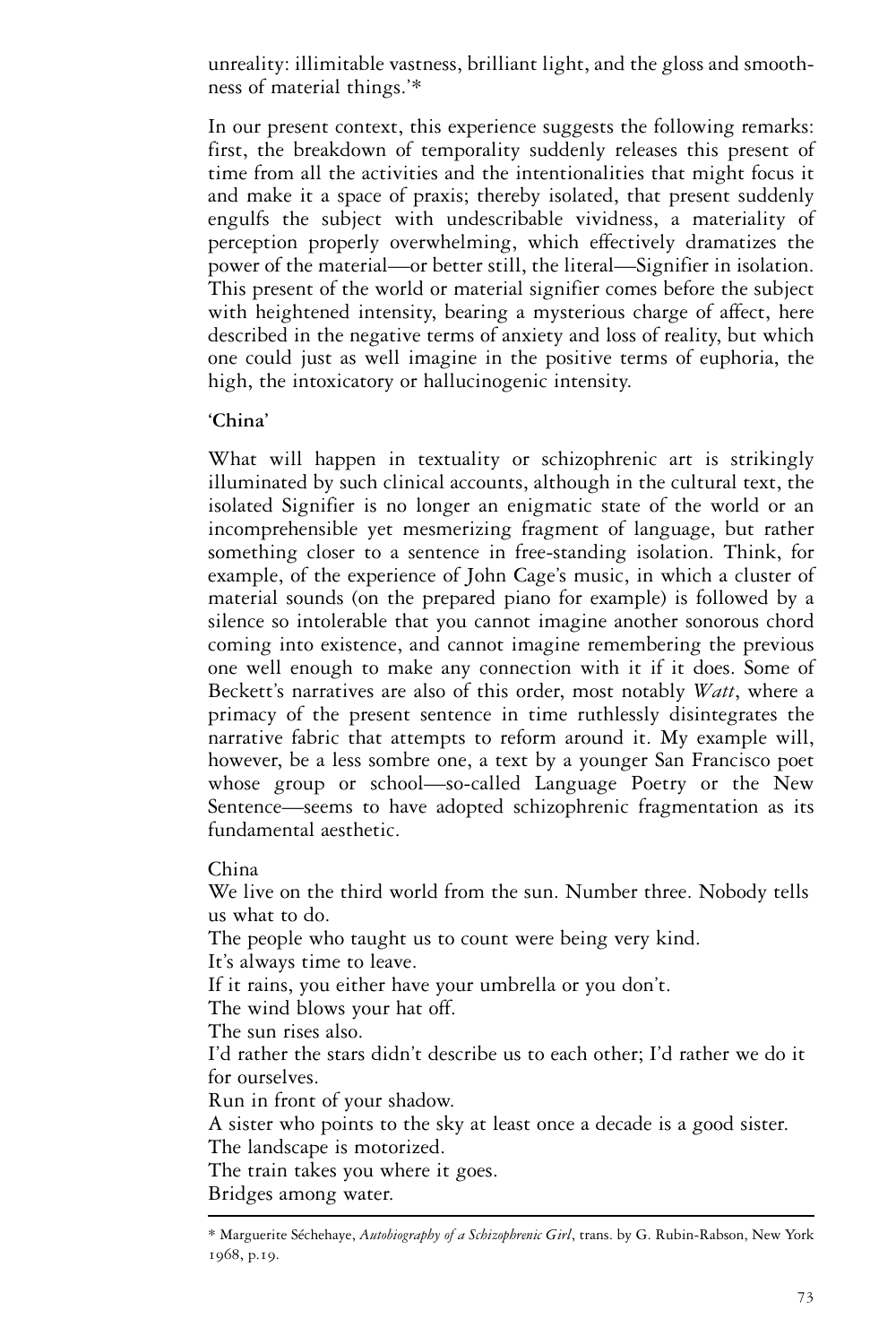unreality: illimitable vastness, brilliant light, and the gloss and smoothness of material things.'*

In our present context, this experience suggests the following remarks: first, the breakdown of temporality suddenly releases this present of time from all the activities and the intentionalities that might focus it and make it a space of praxis; thereby isolated, that present suddenly engulfs the subject with undescribable vividness, a materiality of perception properly overwhelming, which effectively dramatizes the power of the material—or better still, the literal—Signifier in isolation. This present of the world or material signifier comes before the subject with heightened intensity, bearing a mysterious charge of affect, here described in the negative terms of anxiety and loss of reality, but which one could just as well imagine in the positive terms of euphoria, the high, the intoxicatory or hallucinogenic intensity.

### 'China'

What will happen in textuality or schizophrenic art is strikingly illuminated by such clinical accounts, although in the cultural text, the isolated Signifier is no longer an enigmatic state of the world or an incomprehensible yet mesmerizing fragment of language, but rather something closer to a sentence in free-standing isolation. Think, for example, of the experience of John Cage's music, in which a cluster of material sounds (on the prepared piano for example) is followed by a silence so intolerable that you cannot imagine another sonorous chord coming into existence, and cannot imagine remembering the previous one well enough to make any connection with it if it does. Some of Beckett's narratives are also of this order, most notably *Watt*, where a primacy of the present sentence in time ruthlessly disintegrates the narrative fabric that attempts to reform around it. My example will, however, be a less sombre one, a text by a younger San Francisco poet whose group or school—so-called Language Poetry or the New Sentence—seems to have adopted schizophrenic fragmentation as its fundamental aesthetic.

China  
We live on the third world from the sun. Number three. Nobody tells us what to do.  
The people who taught us to count were being very kind.  
It's always time to leave.  
If it rains, you either have your umbrella or you don't.  
The wind blows your hat off.  
The sun rises also.  
I'd rather the stars didn't describe us to each other; I'd rather we do it for ourselves.  
Run in front of your shadow.  
A sister who points to the sky at least once a decade is a good sister.  
The landscape is motorized.  
The train takes you where it goes.  
Bridges among water.

---

* Marguerite Séchehaye, *Autobiography of a Schizophrenic Girl*, trans. by G. Rubin-Rabson, New York 1968, p.19.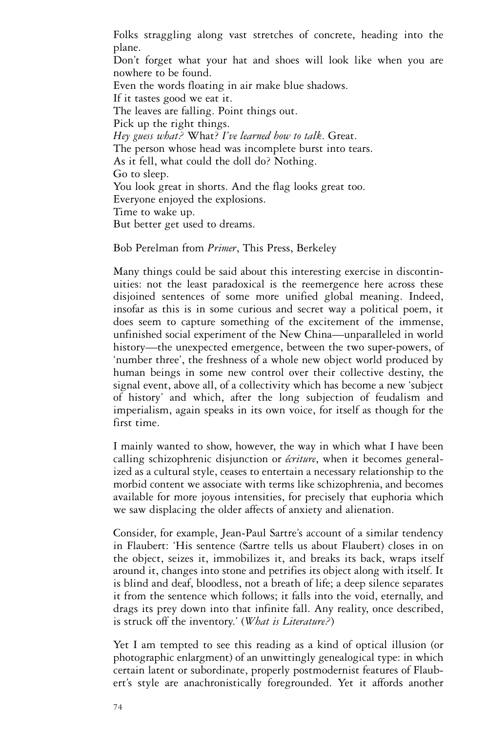Folks straggling along vast stretches of concrete, heading into the plane.  
Don't forget what your hat and shoes will look like when you are nowhere to be found.  
Even the words floating in air make blue shadows.  
If it tastes good we eat it.  
The leaves are falling. Point things out.  
Pick up the right things.  
*Hey guess what?* What? *I've learned how to talk*. Great.  
The person whose head was incomplete burst into tears.  
As it fell, what could the doll do? Nothing.  
Go to sleep.  
You look great in shorts. And the flag looks great too.  
Everyone enjoyed the explosions.  
Time to wake up.  
But better get used to dreams.

Bob Perelman from *Primer*, This Press, Berkeley

Many things could be said about this interesting exercise in discontinuities: not the least paradoxical is the reemergence here across these disjoined sentences of some more unified global meaning. Indeed, insofar as this is in some curious and secret way a political poem, it does seem to capture something of the excitement of the immense, unfinished social experiment of the New China—unparalleled in world history—the unexpected emergence, between the two super-powers, of 'number three', the freshness of a whole new object world produced by human beings in some new control over their collective destiny, the signal event, above all, of a collectivity which has become a new 'subject of history' and which, after the long subjection of feudalism and imperialism, again speaks in its own voice, for itself as though for the first time.

I mainly wanted to show, however, the way in which what I have been calling schizophrenic disjunction or *écriture*, when it becomes generalized as a cultural style, ceases to entertain a necessary relationship to the morbid content we associate with terms like schizophrenia, and becomes available for more joyous intensities, for precisely that euphoria which we saw displacing the older affects of anxiety and alienation.

Consider, for example, Jean-Paul Sartre's account of a similar tendency in Flaubert: 'His sentence (Sartre tells us about Flaubert) closes in on the object, seizes it, immobilizes it, and breaks its back, wraps itself around it, changes into stone and petrifies its object along with itself. It is blind and deaf, bloodless, not a breath of life; a deep silence separates it from the sentence which follows; it falls into the void, eternally, and drags its prey down into that infinite fall. Any reality, once described, is struck off the inventory.' (*What is Literature?*)

Yet I am tempted to see this reading as a kind of optical illusion (or photographic enlargment) of an unwittingly genealogical type: in which certain latent or subordinate, properly postmodernist features of Flaubert's style are anachronistically foregrounded. Yet it affords another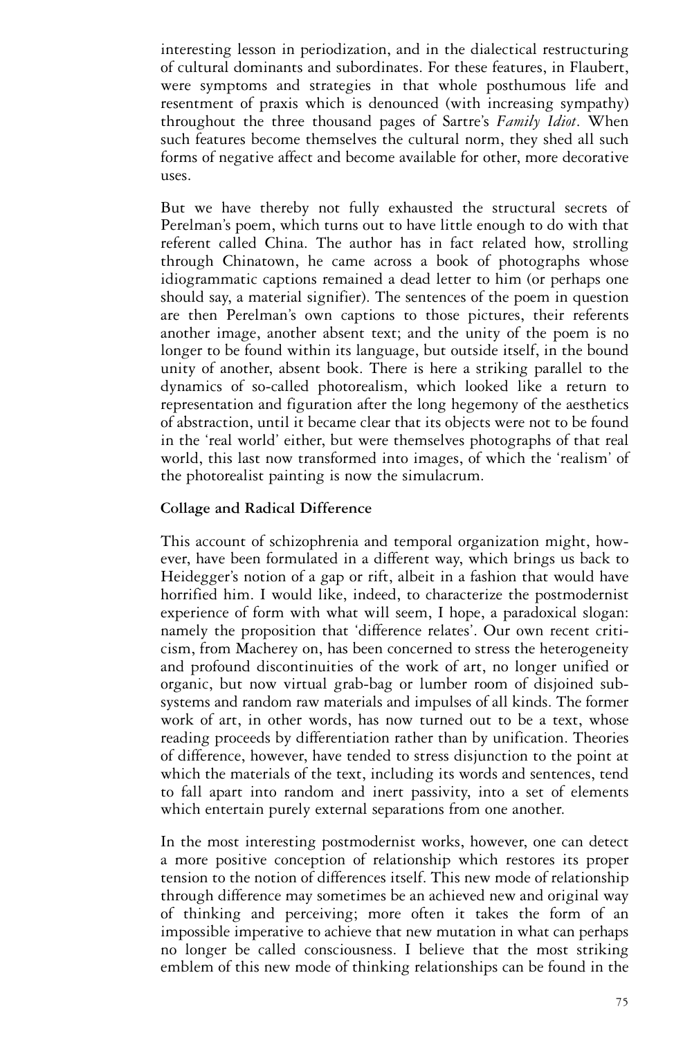interesting lesson in periodization, and in the dialectical restructuring of cultural dominants and subordinates. For these features, in Flaubert, were symptoms and strategies in that whole posthumous life and resentment of praxis which is denounced (with increasing sympathy) throughout the three thousand pages of Sartre's *Family Idiot*. When such features become themselves the cultural norm, they shed all such forms of negative affect and become available for other, more decorative uses.

But we have thereby not fully exhausted the structural secrets of Perelman's poem, which turns out to have little enough to do with that referent called China. The author has in fact related how, strolling through Chinatown, he came across a book of photographs whose idiogrammatic captions remained a dead letter to him (or perhaps one should say, a material signifier). The sentences of the poem in question are then Perelman's own captions to those pictures, their referents another image, another absent text; and the unity of the poem is no longer to be found within its language, but outside itself, in the bound unity of another, absent book. There is here a striking parallel to the dynamics of so-called photorealism, which looked like a return to representation and figuration after the long hegemony of the aesthetics of abstraction, until it became clear that its objects were not to be found in the 'real world' either, but were themselves photographs of that real world, this last now transformed into images, of which the 'realism' of the photorealist painting is now the simulacrum.

### Collage and Radical Difference

This account of schizophrenia and temporal organization might, however, have been formulated in a different way, which brings us back to Heidegger's notion of a gap or rift, albeit in a fashion that would have horrified him. I would like, indeed, to characterize the postmodernist experience of form with what will seem, I hope, a paradoxical slogan: namely the proposition that 'difference relates'. Our own recent criticism, from Macherey on, has been concerned to stress the heterogeneity and profound discontinuities of the work of art, no longer unified or organic, but now virtual grab-bag or lumber room of disjoined subsystems and random raw materials and impulses of all kinds. The former work of art, in other words, has now turned out to be a text, whose reading proceeds by differentiation rather than by unification. Theories of difference, however, have tended to stress disjunction to the point at which the materials of the text, including its words and sentences, tend to fall apart into random and inert passivity, into a set of elements which entertain purely external separations from one another.

In the most interesting postmodernist works, however, one can detect a more positive conception of relationship which restores its proper tension to the notion of differences itself. This new mode of relationship through difference may sometimes be an achieved new and original way of thinking and perceiving; more often it takes the form of an impossible imperative to achieve that new mutation in what can perhaps no longer be called consciousness. I believe that the most striking emblem of this new mode of thinking relationships can be found in the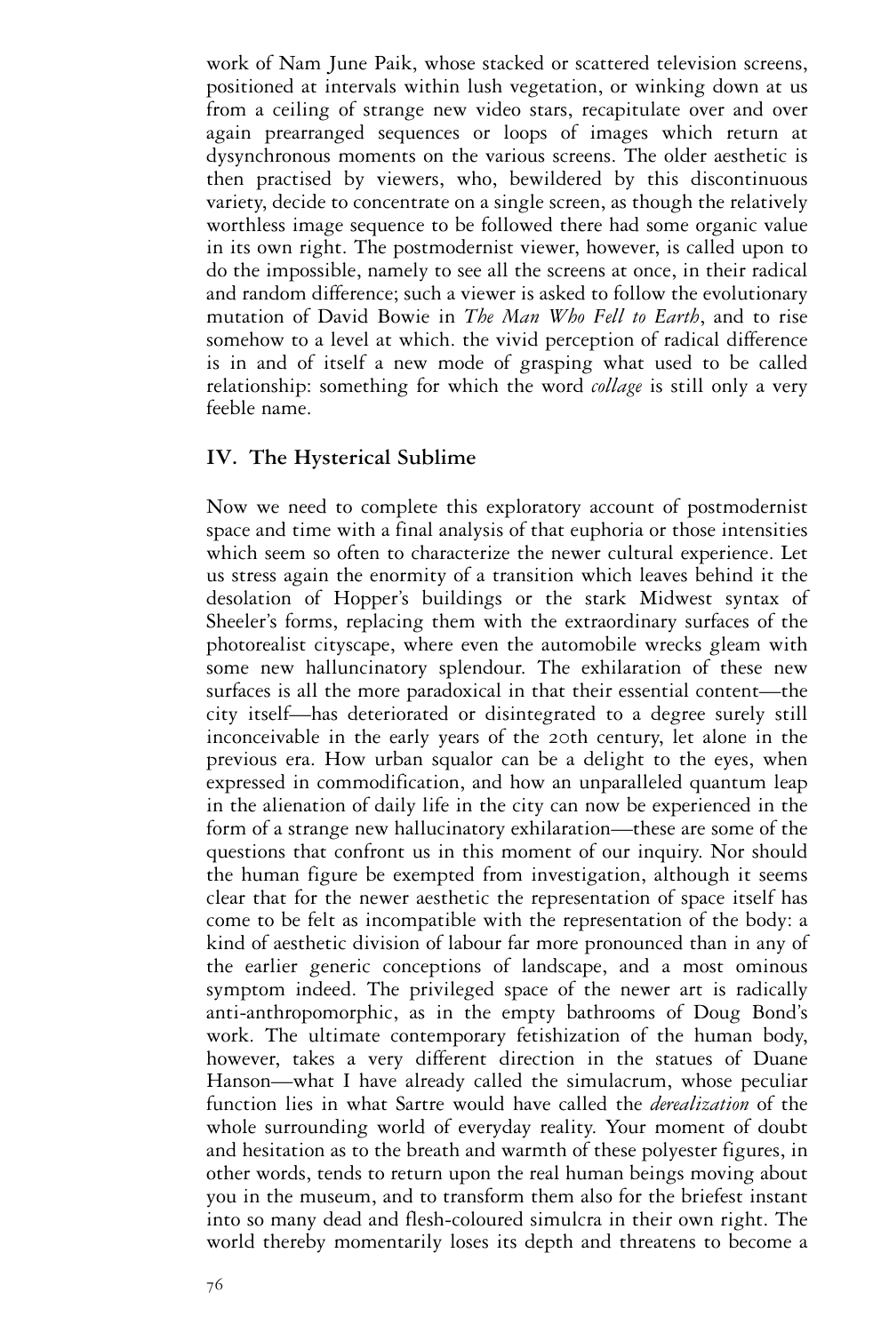work of Nam June Paik, whose stacked or scattered television screens, positioned at intervals within lush vegetation, or winking down at us from a ceiling of strange new video stars, recapitulate over and over again prearranged sequences or loops of images which return at dysynchronous moments on the various screens. The older aesthetic is then practised by viewers, who, bewildered by this discontinuous variety, decide to concentrate on a single screen, as though the relatively worthless image sequence to be followed there had some organic value in its own right. The postmodernist viewer, however, is called upon to do the impossible, namely to see all the screens at once, in their radical and random difference; such a viewer is asked to follow the evolutionary mutation of David Bowie in *The Man Who Fell to Earth*, and to rise somehow to a level at which. the vivid perception of radical difference is in and of itself a new mode of grasping what used to be called relationship: something for which the word *collage* is still only a very feeble name.

## IV. The Hysterical Sublime

Now we need to complete this exploratory account of postmodernist space and time with a final analysis of that euphoria or those intensities which seem so often to characterize the newer cultural experience. Let us stress again the enormity of a transition which leaves behind it the desolation of Hopper's buildings or the stark Midwest syntax of Sheeler's forms, replacing them with the extraordinary surfaces of the photorealist cityscape, where even the automobile wrecks gleam with some new halluncinatory splendour. The exhilaration of these new surfaces is all the more paradoxical in that their essential content—the city itself—has deteriorated or disintegrated to a degree surely still inconceivable in the early years of the 20th century, let alone in the previous era. How urban squalor can be a delight to the eyes, when expressed in commodification, and how an unparalleled quantum leap in the alienation of daily life in the city can now be experienced in the form of a strange new hallucinatory exhilaration—these are some of the questions that confront us in this moment of our inquiry. Nor should the human figure be exempted from investigation, although it seems clear that for the newer aesthetic the representation of space itself has come to be felt as incompatible with the representation of the body: a kind of aesthetic division of labour far more pronounced than in any of the earlier generic conceptions of landscape, and a most ominous symptom indeed. The privileged space of the newer art is radically anti-anthropomorphic, as in the empty bathrooms of Doug Bond's work. The ultimate contemporary fetishization of the human body, however, takes a very different direction in the statues of Duane Hanson—what I have already called the simulacrum, whose peculiar function lies in what Sartre would have called the *derealization* of the whole surrounding world of everyday reality. Your moment of doubt and hesitation as to the breath and warmth of these polyester figures, in other words, tends to return upon the real human beings moving about you in the museum, and to transform them also for the briefest instant into so many dead and flesh-coloured simulcra in their own right. The world thereby momentarily loses its depth and threatens to become a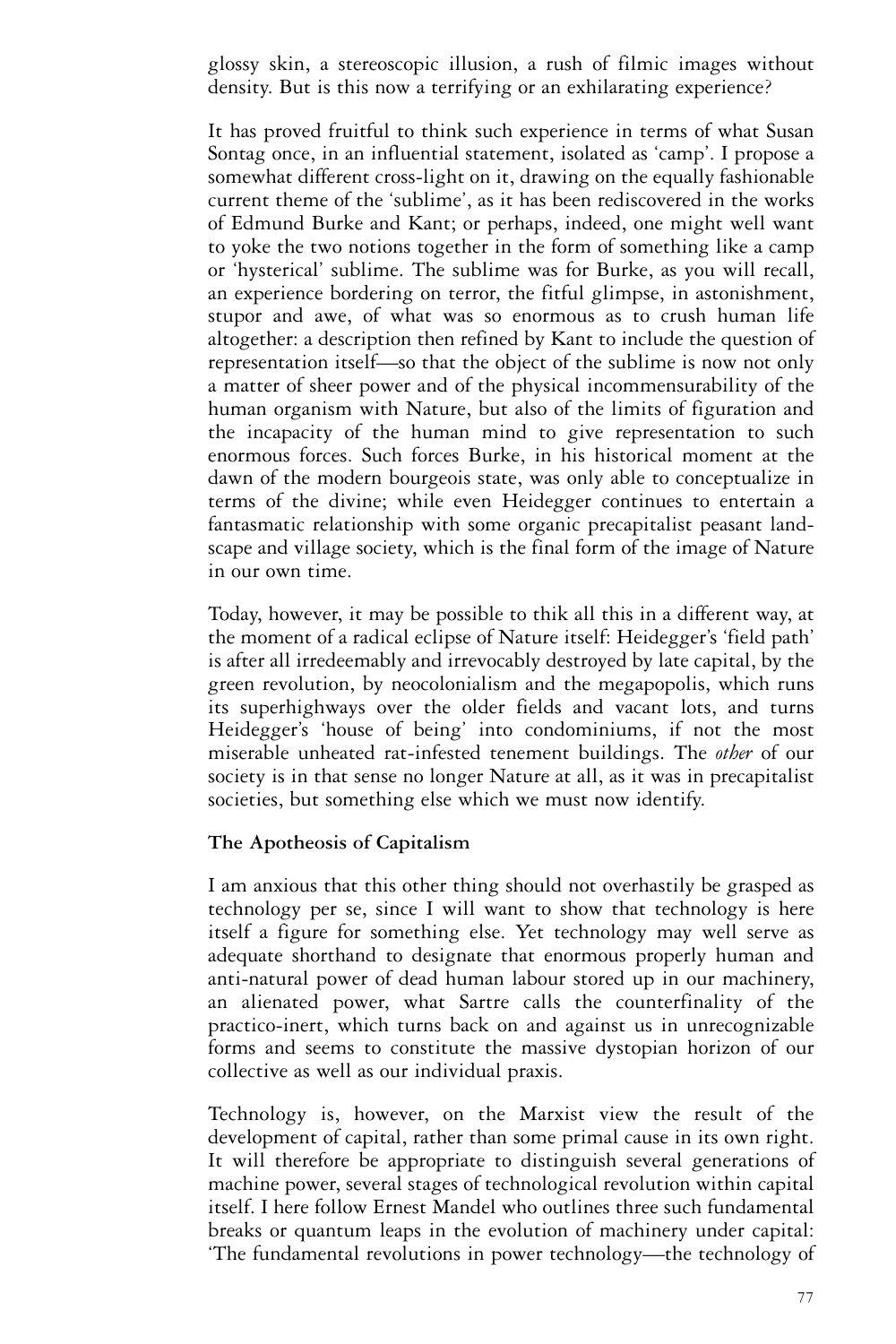glossy skin, a stereoscopic illusion, a rush of filmic images without density. But is this now a terrifying or an exhilarating experience?

It has proved fruitful to think such experience in terms of what Susan Sontag once, in an influential statement, isolated as 'camp'. I propose a somewhat different cross-light on it, drawing on the equally fashionable current theme of the 'sublime', as it has been rediscovered in the works of Edmund Burke and Kant; or perhaps, indeed, one might well want to yoke the two notions together in the form of something like a camp or 'hysterical' sublime. The sublime was for Burke, as you will recall, an experience bordering on terror, the fitful glimpse, in astonishment, stupor and awe, of what was so enormous as to crush human life altogether: a description then refined by Kant to include the question of representation itself—so that the object of the sublime is now not only a matter of sheer power and of the physical incommensurability of the human organism with Nature, but also of the limits of figuration and the incapacity of the human mind to give representation to such enormous forces. Such forces Burke, in his historical moment at the dawn of the modern bourgeois state, was only able to conceptualize in terms of the divine; while even Heidegger continues to entertain a fantasmatic relationship with some organic precapitalist peasant landscape and village society, which is the final form of the image of Nature in our own time.

Today, however, it may be possible to thik all this in a different way, at the moment of a radical eclipse of Nature itself: Heidegger's 'field path' is after all irredeemably and irrevocably destroyed by late capital, by the green revolution, by neocolonialism and the megapopolis, which runs its superhighways over the older fields and vacant lots, and turns Heidegger's 'house of being' into condominiums, if not the most miserable unheated rat-infested tenement buildings. The *other* of our society is in that sense no longer Nature at all, as it was in precapitalist societies, but something else which we must now identify.

## The Apotheosis of Capitalism

I am anxious that this other thing should not overhastily be grasped as technology per se, since I will want to show that technology is here itself a figure for something else. Yet technology may well serve as adequate shorthand to designate that enormous properly human and anti-natural power of dead human labour stored up in our machinery, an alienated power, what Sartre calls the counterfinality of the practico-inert, which turns back on and against us in unrecognizable forms and seems to constitute the massive dystopian horizon of our collective as well as our individual praxis.

Technology is, however, on the Marxist view the result of the development of capital, rather than some primal cause in its own right. It will therefore be appropriate to distinguish several generations of machine power, several stages of technological revolution within capital itself. I here follow Ernest Mandel who outlines three such fundamental breaks or quantum leaps in the evolution of machinery under capital: 'The fundamental revolutions in power technology—the technology of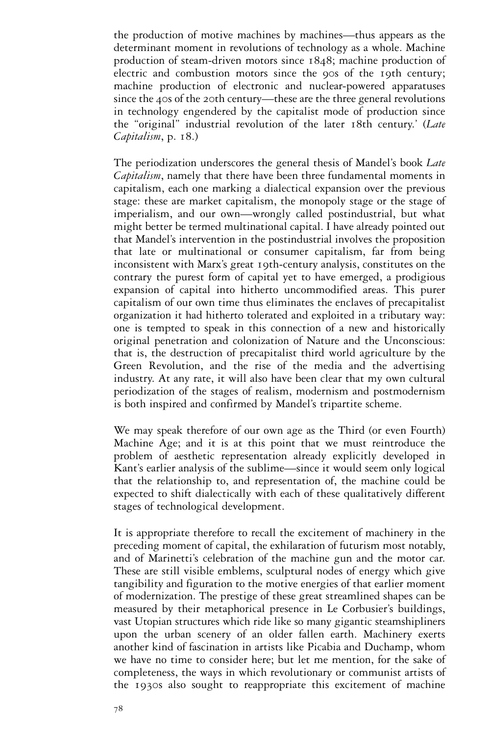the production of motive machines by machines—thus appears as the determinant moment in revolutions of technology as a whole. Machine production of steam-driven motors since 1848; machine production of electric and combustion motors since the 90s of the 19th century; machine production of electronic and nuclear-powered apparatuses since the 40s of the 20th century—these are the three general revolutions in technology engendered by the capitalist mode of production since the "original" industrial revolution of the later 18th century.' (*Late Capitalism*, p. 18.)

The periodization underscores the general thesis of Mandel's book *Late Capitalism*, namely that there have been three fundamental moments in capitalism, each one marking a dialectical expansion over the previous stage: these are market capitalism, the monopoly stage or the stage of imperialism, and our own—wrongly called postindustrial, but what might better be termed multinational capital. I have already pointed out that Mandel's intervention in the postindustrial involves the proposition that late or multinational or consumer capitalism, far from being inconsistent with Marx's great 19th-century analysis, constitutes on the contrary the purest form of capital yet to have emerged, a prodigious expansion of capital into hitherto uncommodified areas. This purer capitalism of our own time thus eliminates the enclaves of precapitalist organization it had hitherto tolerated and exploited in a tributary way: one is tempted to speak in this connection of a new and historically original penetration and colonization of Nature and the Unconscious: that is, the destruction of precapitalist third world agriculture by the Green Revolution, and the rise of the media and the advertising industry. At any rate, it will also have been clear that my own cultural periodization of the stages of realism, modernism and postmodernism is both inspired and confirmed by Mandel's tripartite scheme.

We may speak therefore of our own age as the Third (or even Fourth) Machine Age; and it is at this point that we must reintroduce the problem of aesthetic representation already explicitly developed in Kant's earlier analysis of the sublime—since it would seem only logical that the relationship to, and representation of, the machine could be expected to shift dialectically with each of these qualitatively different stages of technological development.

It is appropriate therefore to recall the excitement of machinery in the preceding moment of capital, the exhilaration of futurism most notably, and of Marinetti's celebration of the machine gun and the motor car. These are still visible emblems, sculptural nodes of energy which give tangibility and figuration to the motive energies of that earlier moment of modernization. The prestige of these great streamlined shapes can be measured by their metaphorical presence in Le Corbusier's buildings, vast Utopian structures which ride like so many gigantic steamshipliners upon the urban scenery of an older fallen earth. Machinery exerts another kind of fascination in artists like Picabia and Duchamp, whom we have no time to consider here; but let me mention, for the sake of completeness, the ways in which revolutionary or communist artists of the 1930s also sought to reappropriate this excitement of machine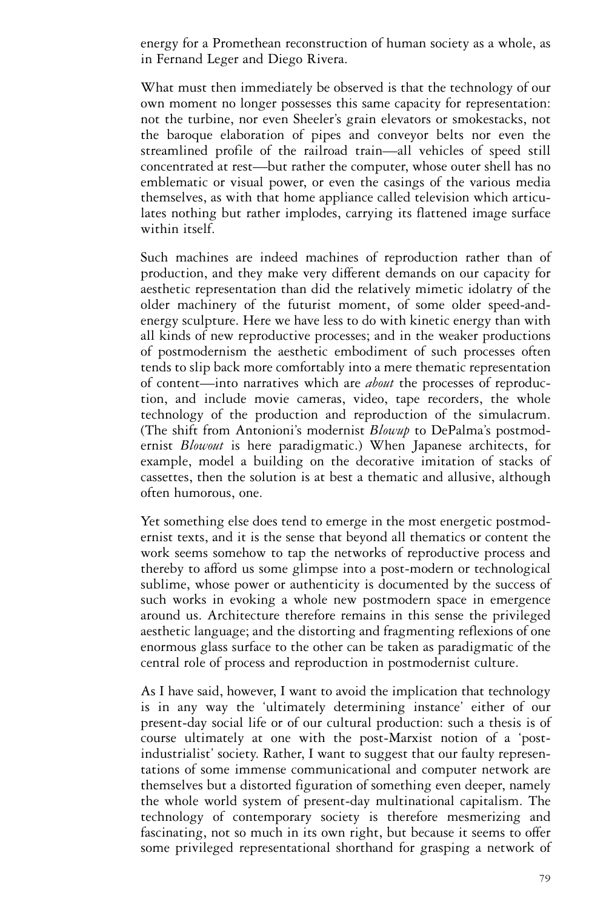energy for a Promethean reconstruction of human society as a whole, as in Fernand Leger and Diego Rivera.

What must then immediately be observed is that the technology of our own moment no longer possesses this same capacity for representation: not the turbine, nor even Sheeler's grain elevators or smokestacks, not the baroque elaboration of pipes and conveyor belts nor even the streamlined profile of the railroad train—all vehicles of speed still concentrated at rest—but rather the computer, whose outer shell has no emblematic or visual power, or even the casings of the various media themselves, as with that home appliance called television which articulates nothing but rather implodes, carrying its flattened image surface within itself.

Such machines are indeed machines of reproduction rather than of production, and they make very different demands on our capacity for aesthetic representation than did the relatively mimetic idolatry of the older machinery of the futurist moment, of some older speed-and-energy sculpture. Here we have less to do with kinetic energy than with all kinds of new reproductive processes; and in the weaker productions of postmodernism the aesthetic embodiment of such processes often tends to slip back more comfortably into a mere thematic representation of content—into narratives which are *about* the processes of reproduction, and include movie cameras, video, tape recorders, the whole technology of the production and reproduction of the simulacrum. (The shift from Antonioni's modernist *Blowup* to DePalma's postmodernist *Blowout* is here paradigmatic.) When Japanese architects, for example, model a building on the decorative imitation of stacks of cassettes, then the solution is at best a thematic and allusive, although often humorous, one.

Yet something else does tend to emerge in the most energetic postmodernist texts, and it is the sense that beyond all thematics or content the work seems somehow to tap the networks of reproductive process and thereby to afford us some glimpse into a post-modern or technological sublime, whose power or authenticity is documented by the success of such works in evoking a whole new postmodern space in emergence around us. Architecture therefore remains in this sense the privileged aesthetic language; and the distorting and fragmenting reflexions of one enormous glass surface to the other can be taken as paradigmatic of the central role of process and reproduction in postmodernist culture.

As I have said, however, I want to avoid the implication that technology is in any way the 'ultimately determining instance' either of our present-day social life or of our cultural production: such a thesis is of course ultimately at one with the post-Marxist notion of a 'post-industrialist' society. Rather, I want to suggest that our faulty representations of some immense communicational and computer network are themselves but a distorted figuration of something even deeper, namely the whole world system of present-day multinational capitalism. The technology of contemporary society is therefore mesmerizing and fascinating, not so much in its own right, but because it seems to offer some privileged representational shorthand for grasping a network of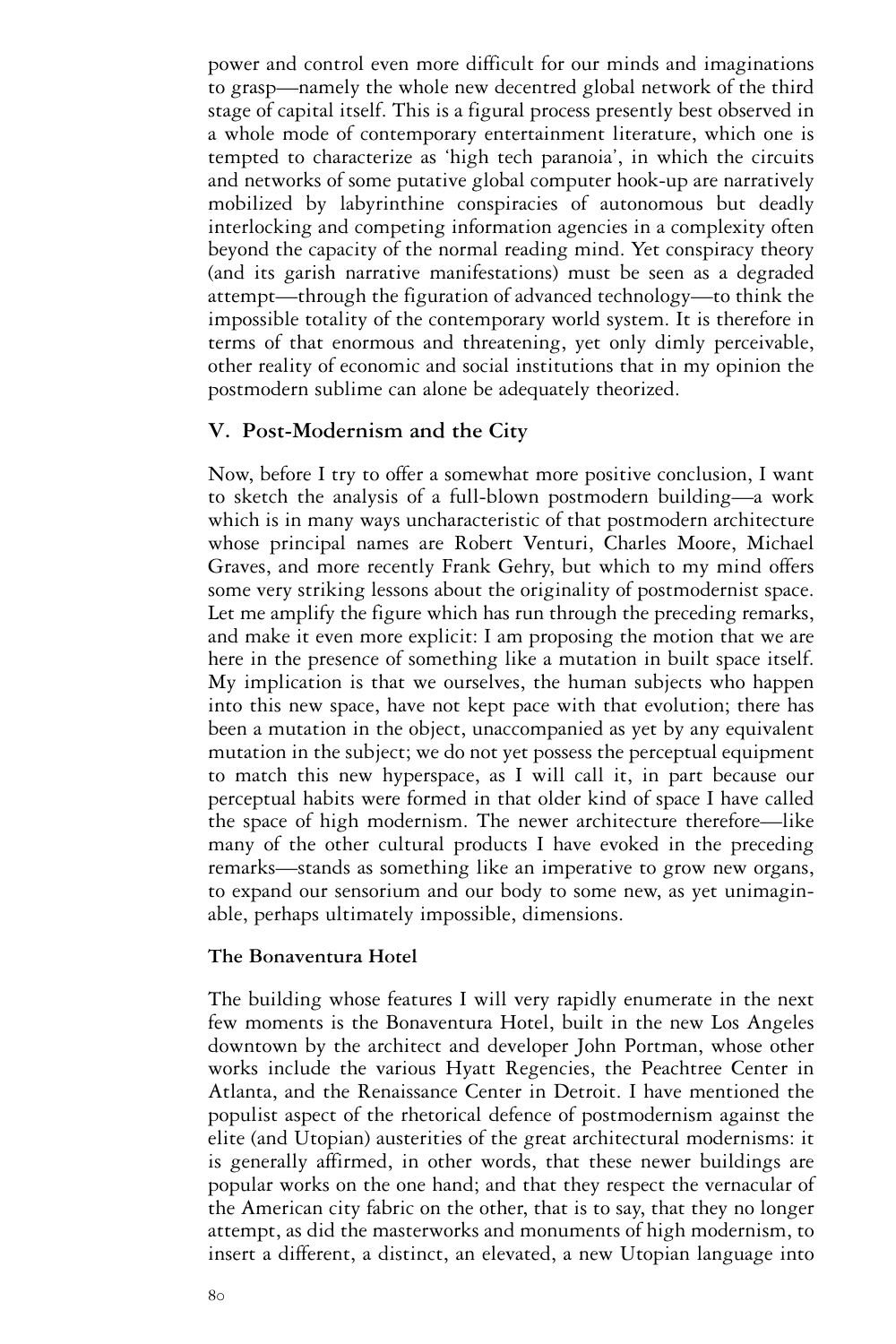power and control even more difficult for our minds and imaginations to grasp—namely the whole new decentred global network of the third stage of capital itself. This is a figural process presently best observed in a whole mode of contemporary entertainment literature, which one is tempted to characterize as 'high tech paranoia', in which the circuits and networks of some putative global computer hook-up are narratively mobilized by labyrinthine conspiracies of autonomous but deadly interlocking and competing information agencies in a complexity often beyond the capacity of the normal reading mind. Yet conspiracy theory (and its garish narrative manifestations) must be seen as a degraded attempt—through the figuration of advanced technology—to think the impossible totality of the contemporary world system. It is therefore in terms of that enormous and threatening, yet only dimly perceivable, other reality of economic and social institutions that in my opinion the postmodern sublime can alone be adequately theorized.

## V. Post-Modernism and the City

Now, before I try to offer a somewhat more positive conclusion, I want to sketch the analysis of a full-blown postmodern building—a work which is in many ways uncharacteristic of that postmodern architecture whose principal names are Robert Venturi, Charles Moore, Michael Graves, and more recently Frank Gehry, but which to my mind offers some very striking lessons about the originality of postmodernist space. Let me amplify the figure which has run through the preceding remarks, and make it even more explicit: I am proposing the motion that we are here in the presence of something like a mutation in built space itself. My implication is that we ourselves, the human subjects who happen into this new space, have not kept pace with that evolution; there has been a mutation in the object, unaccompanied as yet by any equivalent mutation in the subject; we do not yet possess the perceptual equipment to match this new hyperspace, as I will call it, in part because our perceptual habits were formed in that older kind of space I have called the space of high modernism. The newer architecture therefore—like many of the other cultural products I have evoked in the preceding remarks—stands as something like an imperative to grow new organs, to expand our sensorium and our body to some new, as yet unimaginable, perhaps ultimately impossible, dimensions.

### The Bonaventura Hotel

The building whose features I will very rapidly enumerate in the next few moments is the Bonaventura Hotel, built in the new Los Angeles downtown by the architect and developer John Portman, whose other works include the various Hyatt Regencies, the Peachtree Center in Atlanta, and the Renaissance Center in Detroit. I have mentioned the populist aspect of the rhetorical defence of postmodernism against the elite (and Utopian) austerities of the great architectural modernisms: it is generally affirmed, in other words, that these newer buildings are popular works on the one hand; and that they respect the vernacular of the American city fabric on the other, that is to say, that they no longer attempt, as did the masterworks and monuments of high modernism, to insert a different, a distinct, an elevated, a new Utopian language into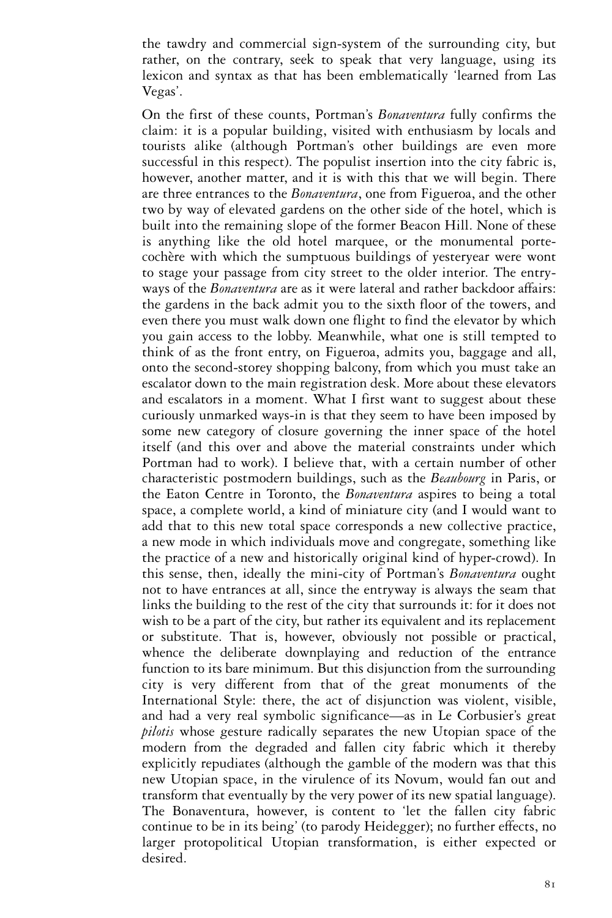the tawdry and commercial sign-system of the surrounding city, but rather, on the contrary, seek to speak that very language, using its lexicon and syntax as that has been emblematically 'learned from Las Vegas'.

On the first of these counts, Portman's *Bonaventura* fully confirms the claim: it is a popular building, visited with enthusiasm by locals and tourists alike (although Portman's other buildings are even more successful in this respect). The populist insertion into the city fabric is, however, another matter, and it is with this that we will begin. There are three entrances to the *Bonaventura*, one from Figueroa, and the other two by way of elevated gardens on the other side of the hotel, which is built into the remaining slope of the former Beacon Hill. None of these is anything like the old hotel marquee, or the monumental porte-cochère with which the sumptuous buildings of yesteryear were wont to stage your passage from city street to the older interior. The entry-ways of the *Bonaventura* are as it were lateral and rather backdoor affairs: the gardens in the back admit you to the sixth floor of the towers, and even there you must walk down one flight to find the elevator by which you gain access to the lobby. Meanwhile, what one is still tempted to think of as the front entry, on Figueroa, admits you, baggage and all, onto the second-storey shopping balcony, from which you must take an escalator down to the main registration desk. More about these elevators and escalators in a moment. What I first want to suggest about these curiously unmarked ways-in is that they seem to have been imposed by some new category of closure governing the inner space of the hotel itself (and this over and above the material constraints under which Portman had to work). I believe that, with a certain number of other characteristic postmodern buildings, such as the *Beaubourg* in Paris, or the Eaton Centre in Toronto, the *Bonaventura* aspires to being a total space, a complete world, a kind of miniature city (and I would want to add that to this new total space corresponds a new collective practice, a new mode in which individuals move and congregate, something like the practice of a new and historically original kind of hyper-crowd). In this sense, then, ideally the mini-city of Portman's *Bonaventura* ought not to have entrances at all, since the entryway is always the seam that links the building to the rest of the city that surrounds it: for it does not wish to be a part of the city, but rather its equivalent and its replacement or substitute. That is, however, obviously not possible or practical, whence the deliberate downplaying and reduction of the entrance function to its bare minimum. But this disjunction from the surrounding city is very different from that of the great monuments of the International Style: there, the act of disjunction was violent, visible, and had a very real symbolic significance—as in Le Corbusier's great *pilotis* whose gesture radically separates the new Utopian space of the modern from the degraded and fallen city fabric which it thereby explicitly repudiates (although the gamble of the modern was that this new Utopian space, in the virulence of its Novum, would fan out and transform that eventually by the very power of its new spatial language). The Bonaventura, however, is content to 'let the fallen city fabric continue to be in its being' (to parody Heidegger); no further effects, no larger protopolitical Utopian transformation, is either expected or desired.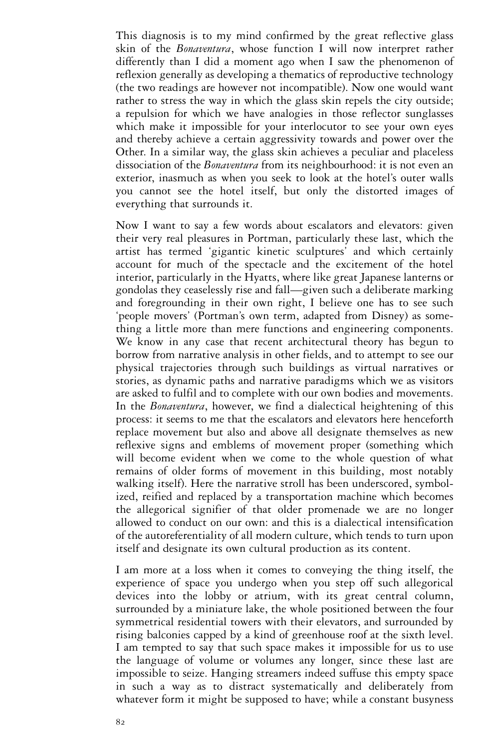This diagnosis is to my mind confirmed by the great reflective glass skin of the *Bonaventura*, whose function I will now interpret rather differently than I did a moment ago when I saw the phenomenon of reflexion generally as developing a thematics of reproductive technology (the two readings are however not incompatible). Now one would want rather to stress the way in which the glass skin repels the city outside; a repulsion for which we have analogies in those reflector sunglasses which make it impossible for your interlocutor to see your own eyes and thereby achieve a certain aggressivity towards and power over the Other. In a similar way, the glass skin achieves a peculiar and placeless dissociation of the *Bonaventura* from its neighbourhood: it is not even an exterior, inasmuch as when you seek to look at the hotel's outer walls you cannot see the hotel itself, but only the distorted images of everything that surrounds it.

Now I want to say a few words about escalators and elevators: given their very real pleasures in Portman, particularly these last, which the artist has termed 'gigantic kinetic sculptures' and which certainly account for much of the spectacle and the excitement of the hotel interior, particularly in the Hyatts, where like great Japanese lanterns or gondolas they ceaselessly rise and fall—given such a deliberate marking and foregrounding in their own right, I believe one has to see such 'people movers' (Portman's own term, adapted from Disney) as something a little more than mere functions and engineering components. We know in any case that recent architectural theory has begun to borrow from narrative analysis in other fields, and to attempt to see our physical trajectories through such buildings as virtual narratives or stories, as dynamic paths and narrative paradigms which we as visitors are asked to fulfil and to complete with our own bodies and movements. In the *Bonaventura*, however, we find a dialectical heightening of this process: it seems to me that the escalators and elevators here henceforth replace movement but also and above all designate themselves as new reflexive signs and emblems of movement proper (something which will become evident when we come to the whole question of what remains of older forms of movement in this building, most notably walking itself). Here the narrative stroll has been underscored, symbolized, reified and replaced by a transportation machine which becomes the allegorical signifier of that older promenade we are no longer allowed to conduct on our own: and this is a dialectical intensification of the autoreferentiality of all modern culture, which tends to turn upon itself and designate its own cultural production as its content.

I am more at a loss when it comes to conveying the thing itself, the experience of space you undergo when you step off such allegorical devices into the lobby or atrium, with its great central column, surrounded by a miniature lake, the whole positioned between the four symmetrical residential towers with their elevators, and surrounded by rising balconies capped by a kind of greenhouse roof at the sixth level. I am tempted to say that such space makes it impossible for us to use the language of volume or volumes any longer, since these last are impossible to seize. Hanging streamers indeed suffuse this empty space in such a way as to distract systematically and deliberately from whatever form it might be supposed to have; while a constant busyness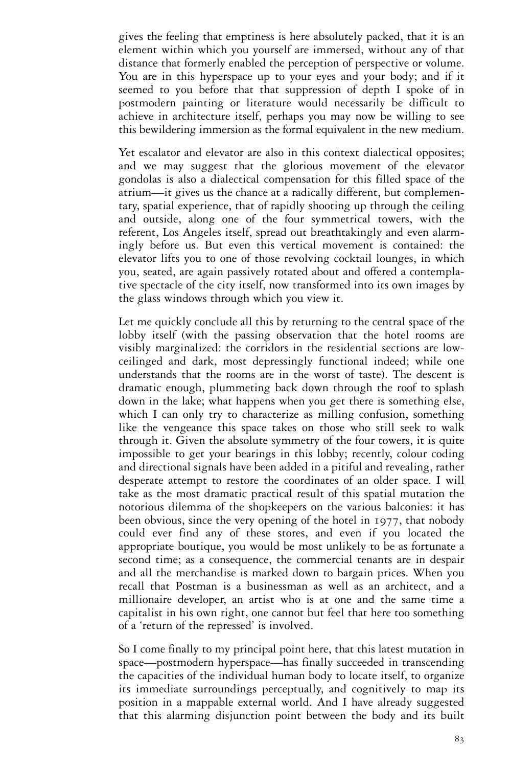gives the feeling that emptiness is here absolutely packed, that it is an element within which you yourself are immersed, without any of that distance that formerly enabled the perception of perspective or volume. You are in this hyperspace up to your eyes and your body; and if it seemed to you before that that suppression of depth I spoke of in postmodern painting or literature would necessarily be difficult to achieve in architecture itself, perhaps you may now be willing to see this bewildering immersion as the formal equivalent in the new medium.

Yet escalator and elevator are also in this context dialectical opposites; and we may suggest that the glorious movement of the elevator gondolas is also a dialectical compensation for this filled space of the atrium—it gives us the chance at a radically different, but complementary, spatial experience, that of rapidly shooting up through the ceiling and outside, along one of the four symmetrical towers, with the referent, Los Angeles itself, spread out breathtakingly and even alarmingly before us. But even this vertical movement is contained: the elevator lifts you to one of those revolving cocktail lounges, in which you, seated, are again passively rotated about and offered a contemplative spectacle of the city itself, now transformed into its own images by the glass windows through which you view it.

Let me quickly conclude all this by returning to the central space of the lobby itself (with the passing observation that the hotel rooms are visibly marginalized: the corridors in the residential sections are low-ceilinged and dark, most depressingly functional indeed; while one understands that the rooms are in the worst of taste). The descent is dramatic enough, plummeting back down through the roof to splash down in the lake; what happens when you get there is something else, which I can only try to characterize as milling confusion, something like the vengeance this space takes on those who still seek to walk through it. Given the absolute symmetry of the four towers, it is quite impossible to get your bearings in this lobby; recently, colour coding and directional signals have been added in a pitiful and revealing, rather desperate attempt to restore the coordinates of an older space. I will take as the most dramatic practical result of this spatial mutation the notorious dilemma of the shopkeepers on the various balconies: it has been obvious, since the very opening of the hotel in 1977, that nobody could ever find any of these stores, and even if you located the appropriate boutique, you would be most unlikely to be as fortunate a second time; as a consequence, the commercial tenants are in despair and all the merchandise is marked down to bargain prices. When you recall that Postman is a businessman as well as an architect, and a millionaire developer, an artist who is at one and the same time a capitalist in his own right, one cannot but feel that here too something of a 'return of the repressed' is involved.

So I come finally to my principal point here, that this latest mutation in space—postmodern hyperspace—has finally succeeded in transcending the capacities of the individual human body to locate itself, to organize its immediate surroundings perceptually, and cognitively to map its position in a mappable external world. And I have already suggested that this alarming disjunction point between the body and its built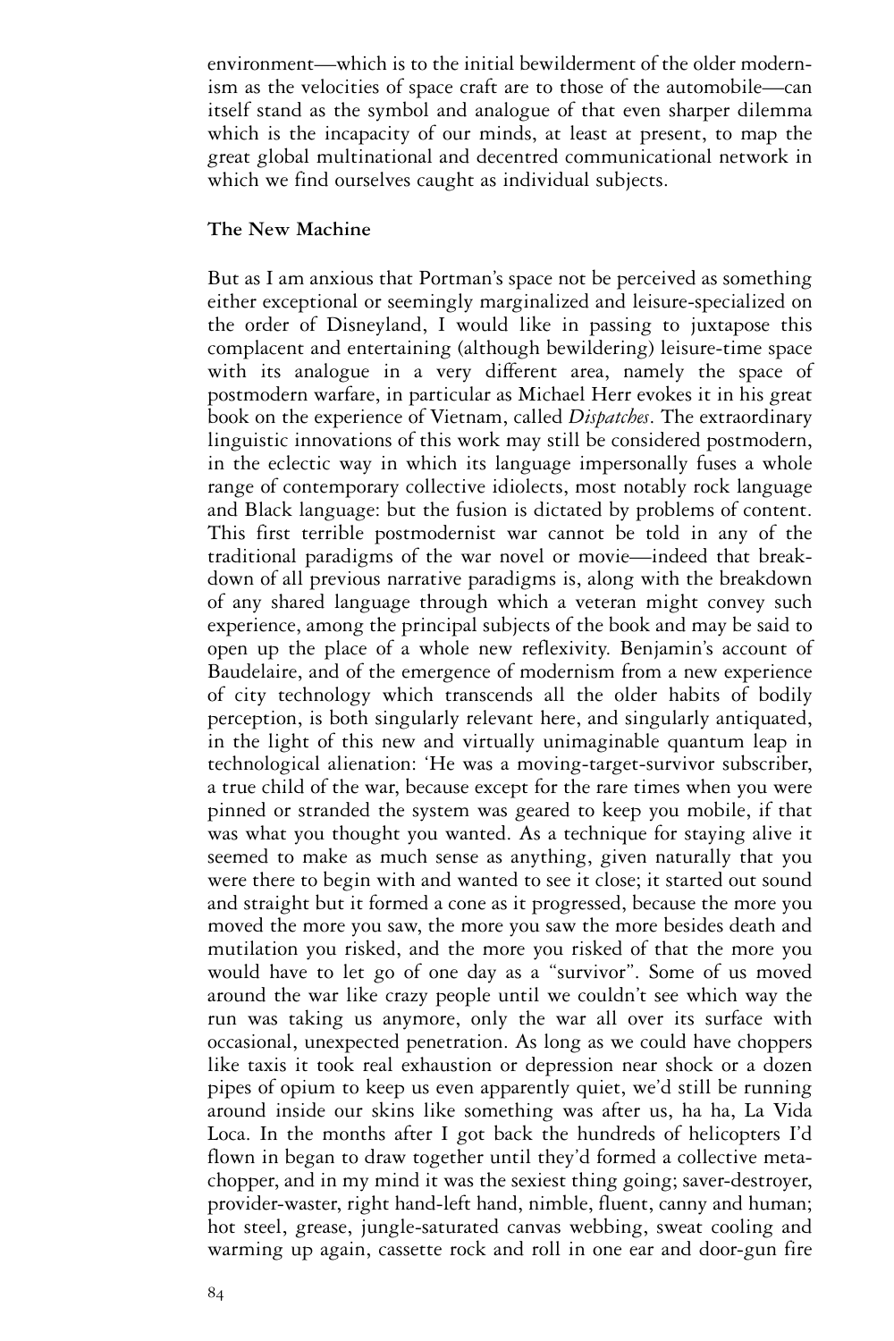environment—which is to the initial bewilderment of the older modernism as the velocities of space craft are to those of the automobile—can itself stand as the symbol and analogue of that even sharper dilemma which is the incapacity of our minds, at least at present, to map the great global multinational and decentred communicational network in which we find ourselves caught as individual subjects.

## The New Machine

But as I am anxious that Portman's space not be perceived as something either exceptional or seemingly marginalized and leisure-specialized on the order of Disneyland, I would like in passing to juxtapose this complacent and entertaining (although bewildering) leisure-time space with its analogue in a very different area, namely the space of postmodern warfare, in particular as Michael Herr evokes it in his great book on the experience of Vietnam, called *Dispatches*. The extraordinary linguistic innovations of this work may still be considered postmodern, in the eclectic way in which its language impersonally fuses a whole range of contemporary collective idiolects, most notably rock language and Black language: but the fusion is dictated by problems of content. This first terrible postmodernist war cannot be told in any of the traditional paradigms of the war novel or movie—indeed that breakdown of all previous narrative paradigms is, along with the breakdown of any shared language through which a veteran might convey such experience, among the principal subjects of the book and may be said to open up the place of a whole new reflexivity. Benjamin's account of Baudelaire, and of the emergence of modernism from a new experience of city technology which transcends all the older habits of bodily perception, is both singularly relevant here, and singularly antiquated, in the light of this new and virtually unimaginable quantum leap in technological alienation: 'He was a moving-target-survivor subscriber, a true child of the war, because except for the rare times when you were pinned or stranded the system was geared to keep you mobile, if that was what you thought you wanted. As a technique for staying alive it seemed to make as much sense as anything, given naturally that you were there to begin with and wanted to see it close; it started out sound and straight but it formed a cone as it progressed, because the more you moved the more you saw, the more you saw the more besides death and mutilation you risked, and the more you risked of that the more you would have to let go of one day as a "survivor". Some of us moved around the war like crazy people until we couldn't see which way the run was taking us anymore, only the war all over its surface with occasional, unexpected penetration. As long as we could have choppers like taxis it took real exhaustion or depression near shock or a dozen pipes of opium to keep us even apparently quiet, we'd still be running around inside our skins like something was after us, ha ha, La Vida Loca. In the months after I got back the hundreds of helicopters I'd flown in began to draw together until they'd formed a collective meta-chopper, and in my mind it was the sexiest thing going; saver-destroyer, provider-waster, right hand-left hand, nimble, fluent, canny and human; hot steel, grease, jungle-saturated canvas webbing, sweat cooling and warming up again, cassette rock and roll in one ear and door-gun fire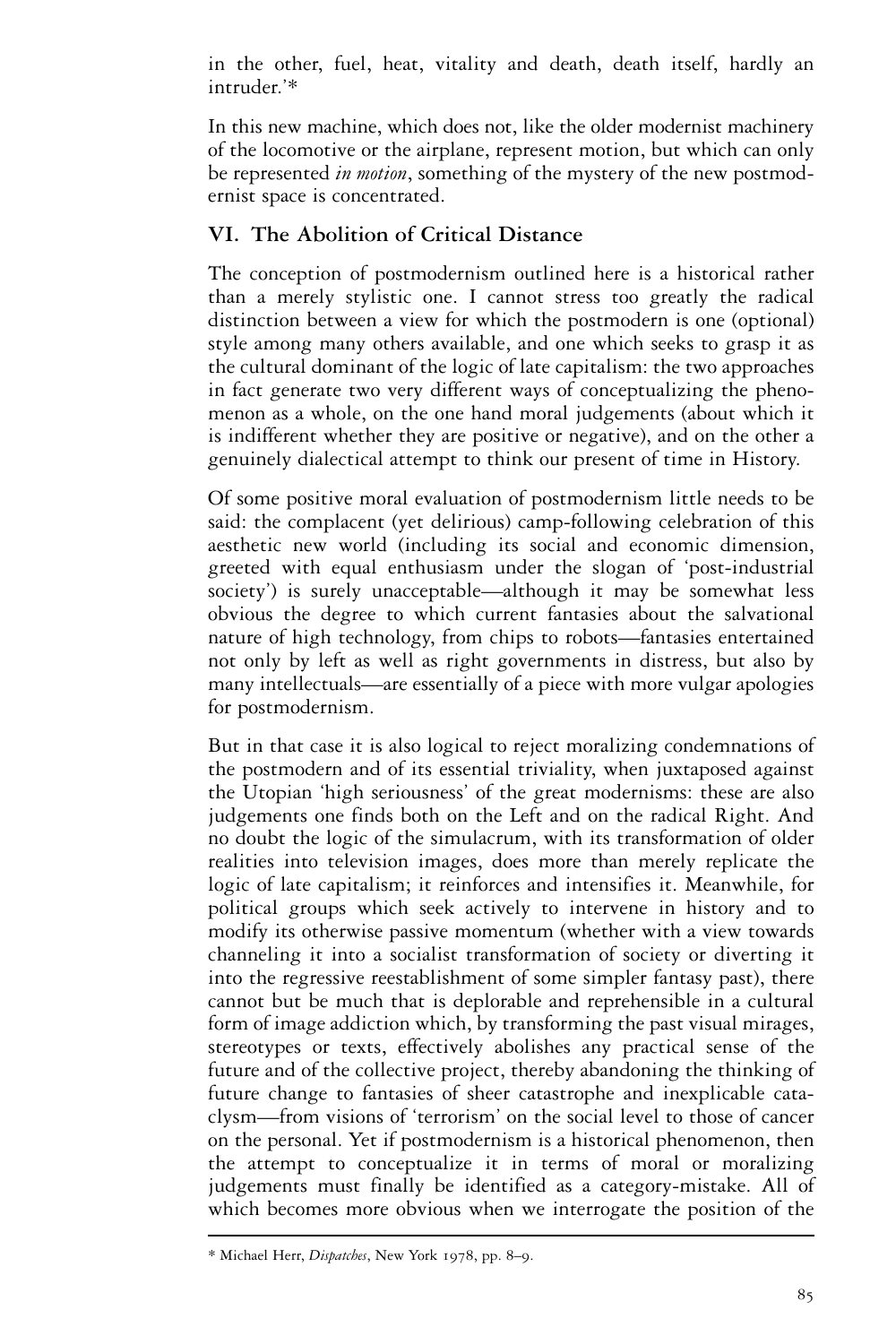in the other, fuel, heat, vitality and death, death itself, hardly an intruder.'*

In this new machine, which does not, like the older modernist machinery of the locomotive or the airplane, represent motion, but which can only be represented *in motion*, something of the mystery of the new postmodernist space is concentrated.

## VI. The Abolition of Critical Distance

The conception of postmodernism outlined here is a historical rather than a merely stylistic one. I cannot stress too greatly the radical distinction between a view for which the postmodern is one (optional) style among many others available, and one which seeks to grasp it as the cultural dominant of the logic of late capitalism: the two approaches in fact generate two very different ways of conceptualizing the phenomenon as a whole, on the one hand moral judgements (about which it is indifferent whether they are positive or negative), and on the other a genuinely dialectical attempt to think our present of time in History.

Of some positive moral evaluation of postmodernism little needs to be said: the complacent (yet delirious) camp-following celebration of this aesthetic new world (including its social and economic dimension, greeted with equal enthusiasm under the slogan of 'post-industrial society') is surely unacceptable—although it may be somewhat less obvious the degree to which current fantasies about the salvational nature of high technology, from chips to robots—fantasies entertained not only by left as well as right governments in distress, but also by many intellectuals—are essentially of a piece with more vulgar apologies for postmodernism.

But in that case it is also logical to reject moralizing condemnations of the postmodern and of its essential triviality, when juxtaposed against the Utopian 'high seriousness' of the great modernisms: these are also judgements one finds both on the Left and on the radical Right. And no doubt the logic of the simulacrum, with its transformation of older realities into television images, does more than merely replicate the logic of late capitalism; it reinforces and intensifies it. Meanwhile, for political groups which seek actively to intervene in history and to modify its otherwise passive momentum (whether with a view towards channeling it into a socialist transformation of society or diverting it into the regressive reestablishment of some simpler fantasy past), there cannot but be much that is deplorable and reprehensible in a cultural form of image addiction which, by transforming the past visual mirages, stereotypes or texts, effectively abolishes any practical sense of the future and of the collective project, thereby abandoning the thinking of future change to fantasies of sheer catastrophe and inexplicable cataclysm—from visions of 'terrorism' on the social level to those of cancer on the personal. Yet if postmodernism is a historical phenomenon, then the attempt to conceptualize it in terms of moral or moralizing judgements must finally be identified as a category-mistake. All of which becomes more obvious when we interrogate the position of the

---

\* Michael Herr, *Dispatches*, New York 1978, pp. 8–9.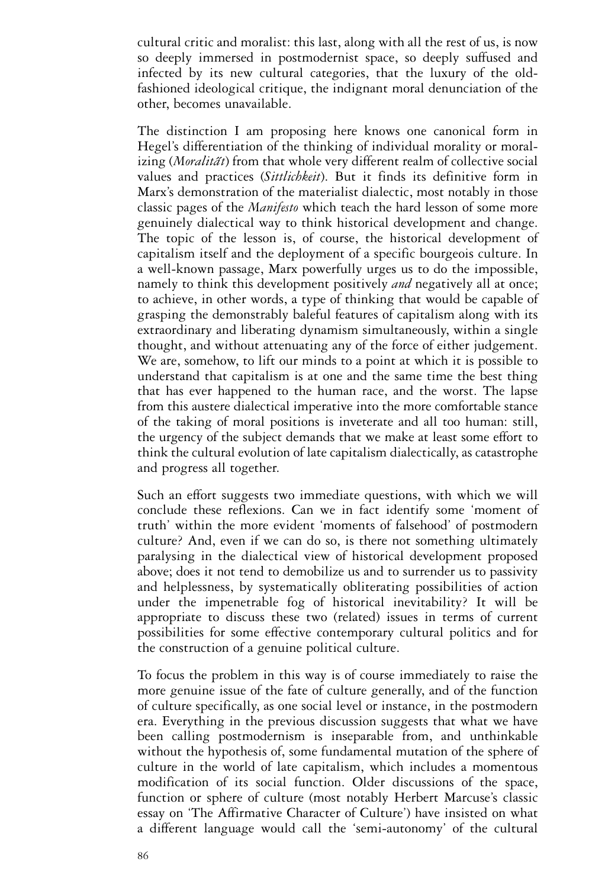cultural critic and moralist: this last, along with all the rest of us, is now so deeply immersed in postmodernist space, so deeply suffused and infected by its new cultural categories, that the luxury of the old-fashioned ideological critique, the indignant moral denunciation of the other, becomes unavailable.

The distinction I am proposing here knows one canonical form in Hegel's differentiation of the thinking of individual morality or moralizing (*Moralität*) from that whole very different realm of collective social values and practices (*Sittlichkeit*). But it finds its definitive form in Marx's demonstration of the materialist dialectic, most notably in those classic pages of the *Manifesto* which teach the hard lesson of some more genuinely dialectical way to think historical development and change. The topic of the lesson is, of course, the historical development of capitalism itself and the deployment of a specific bourgeois culture. In a well-known passage, Marx powerfully urges us to do the impossible, namely to think this development positively *and* negatively all at once; to achieve, in other words, a type of thinking that would be capable of grasping the demonstrably baleful features of capitalism along with its extraordinary and liberating dynamism simultaneously, within a single thought, and without attenuating any of the force of either judgement. We are, somehow, to lift our minds to a point at which it is possible to understand that capitalism is at one and the same time the best thing that has ever happened to the human race, and the worst. The lapse from this austere dialectical imperative into the more comfortable stance of the taking of moral positions is inveterate and all too human: still, the urgency of the subject demands that we make at least some effort to think the cultural evolution of late capitalism dialectically, as catastrophe and progress all together.

Such an effort suggests two immediate questions, with which we will conclude these reflexions. Can we in fact identify some 'moment of truth' within the more evident 'moments of falsehood' of postmodern culture? And, even if we can do so, is there not something ultimately paralysing in the dialectical view of historical development proposed above; does it not tend to demobilize us and to surrender us to passivity and helplessness, by systematically obliterating possibilities of action under the impenetrable fog of historical inevitability? It will be appropriate to discuss these two (related) issues in terms of current possibilities for some effective contemporary cultural politics and for the construction of a genuine political culture.

To focus the problem in this way is of course immediately to raise the more genuine issue of the fate of culture generally, and of the function of culture specifically, as one social level or instance, in the postmodern era. Everything in the previous discussion suggests that what we have been calling postmodernism is inseparable from, and unthinkable without the hypothesis of, some fundamental mutation of the sphere of culture in the world of late capitalism, which includes a momentous modification of its social function. Older discussions of the space, function or sphere of culture (most notably Herbert Marcuse's classic essay on 'The Affirmative Character of Culture') have insisted on what a different language would call the 'semi-autonomy' of the cultural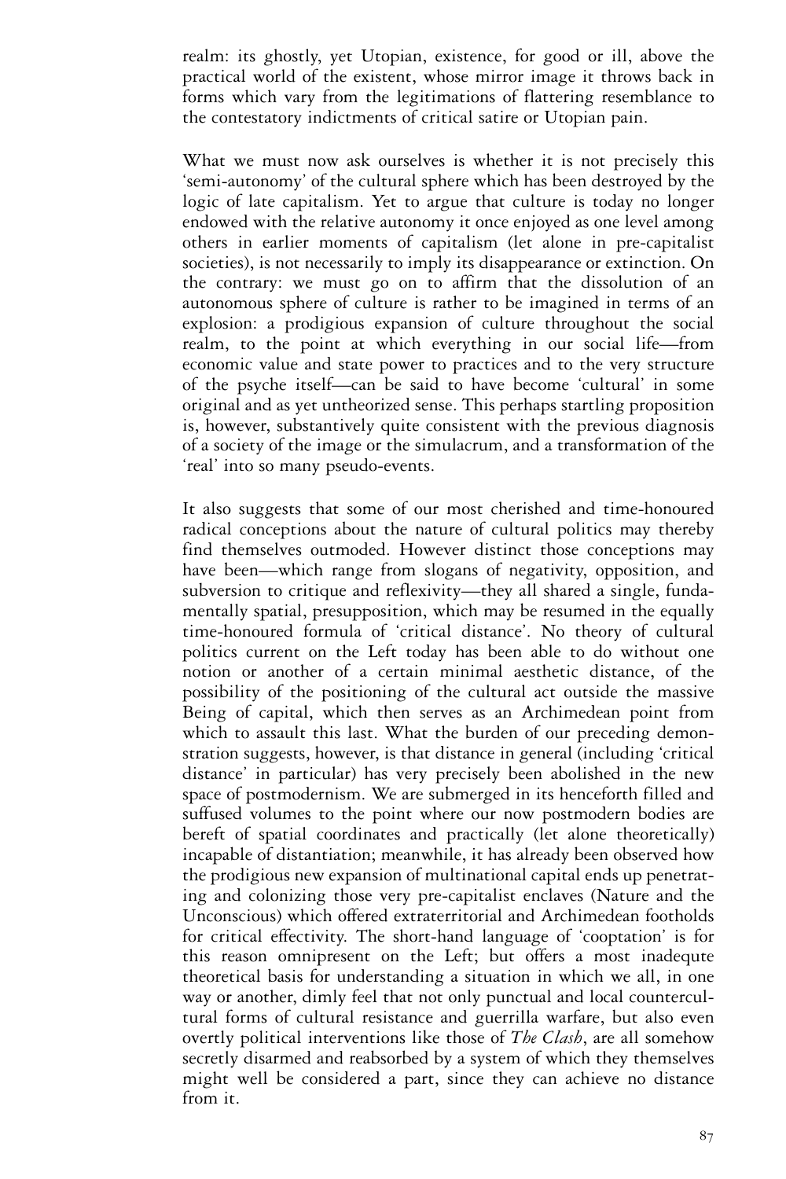realm: its ghostly, yet Utopian, existence, for good or ill, above the practical world of the existent, whose mirror image it throws back in forms which vary from the legitimations of flattering resemblance to the contestatory indictments of critical satire or Utopian pain.

What we must now ask ourselves is whether it is not precisely this 'semi-autonomy' of the cultural sphere which has been destroyed by the logic of late capitalism. Yet to argue that culture is today no longer endowed with the relative autonomy it once enjoyed as one level among others in earlier moments of capitalism (let alone in pre-capitalist societies), is not necessarily to imply its disappearance or extinction. On the contrary: we must go on to affirm that the dissolution of an autonomous sphere of culture is rather to be imagined in terms of an explosion: a prodigious expansion of culture throughout the social realm, to the point at which everything in our social life—from economic value and state power to practices and to the very structure of the psyche itself—can be said to have become 'cultural' in some original and as yet untheorized sense. This perhaps startling proposition is, however, substantively quite consistent with the previous diagnosis of a society of the image or the simulacrum, and a transformation of the 'real' into so many pseudo-events.

It also suggests that some of our most cherished and time-honoured radical conceptions about the nature of cultural politics may thereby find themselves outmoded. However distinct those conceptions may have been—which range from slogans of negativity, opposition, and subversion to critique and reflexivity—they all shared a single, fundamentally spatial, presupposition, which may be resumed in the equally time-honoured formula of 'critical distance'. No theory of cultural politics current on the Left today has been able to do without one notion or another of a certain minimal aesthetic distance, of the possibility of the positioning of the cultural act outside the massive Being of capital, which then serves as an Archimedean point from which to assault this last. What the burden of our preceding demonstration suggests, however, is that distance in general (including 'critical distance' in particular) has very precisely been abolished in the new space of postmodernism. We are submerged in its henceforth filled and suffused volumes to the point where our now postmodern bodies are bereft of spatial coordinates and practically (let alone theoretically) incapable of distantiation; meanwhile, it has already been observed how the prodigious new expansion of multinational capital ends up penetrating and colonizing those very pre-capitalist enclaves (Nature and the Unconscious) which offered extraterritorial and Archimedean footholds for critical effectivity. The short-hand language of 'cooptation' is for this reason omnipresent on the Left; but offers a most inadequte theoretical basis for understanding a situation in which we all, in one way or another, dimly feel that not only punctual and local countercultural forms of cultural resistance and guerrilla warfare, but also even overtly political interventions like those of *The Clash*, are all somehow secretly disarmed and reabsorbed by a system of which they themselves might well be considered a part, since they can achieve no distance from it.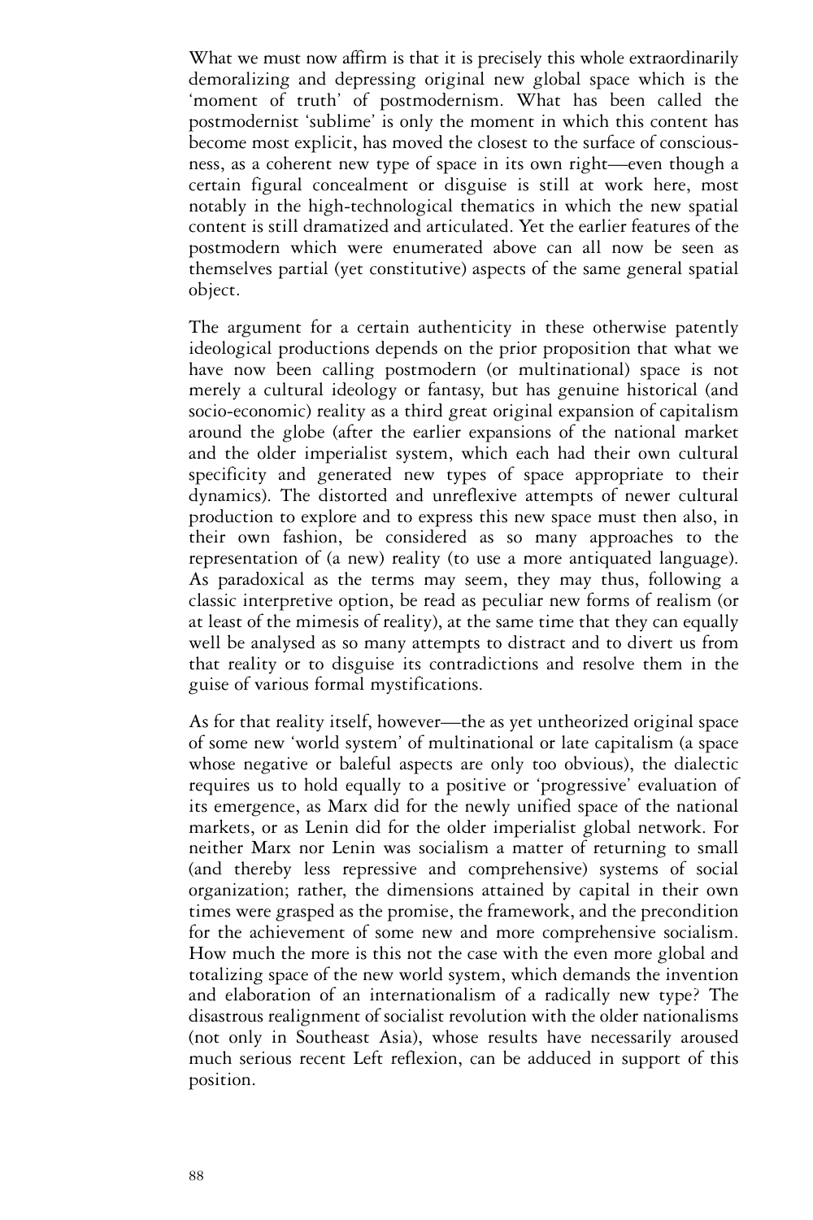What we must now affirm is that it is precisely this whole extraordinarily demoralizing and depressing original new global space which is the 'moment of truth' of postmodernism. What has been called the postmodernist 'sublime' is only the moment in which this content has become most explicit, has moved the closest to the surface of consciousness, as a coherent new type of space in its own right—even though a certain figural concealment or disguise is still at work here, most notably in the high-technological thematics in which the new spatial content is still dramatized and articulated. Yet the earlier features of the postmodern which were enumerated above can all now be seen as themselves partial (yet constitutive) aspects of the same general spatial object.

The argument for a certain authenticity in these otherwise patently ideological productions depends on the prior proposition that what we have now been calling postmodern (or multinational) space is not merely a cultural ideology or fantasy, but has genuine historical (and socio-economic) reality as a third great original expansion of capitalism around the globe (after the earlier expansions of the national market and the older imperialist system, which each had their own cultural specificity and generated new types of space appropriate to their dynamics). The distorted and unreflexive attempts of newer cultural production to explore and to express this new space must then also, in their own fashion, be considered as so many approaches to the representation of (a new) reality (to use a more antiquated language). As paradoxical as the terms may seem, they may thus, following a classic interpretive option, be read as peculiar new forms of realism (or at least of the mimesis of reality), at the same time that they can equally well be analysed as so many attempts to distract and to divert us from that reality or to disguise its contradictions and resolve them in the guise of various formal mystifications.

As for that reality itself, however—the as yet untheorized original space of some new 'world system' of multinational or late capitalism (a space whose negative or baleful aspects are only too obvious), the dialectic requires us to hold equally to a positive or 'progressive' evaluation of its emergence, as Marx did for the newly unified space of the national markets, or as Lenin did for the older imperialist global network. For neither Marx nor Lenin was socialism a matter of returning to small (and thereby less repressive and comprehensive) systems of social organization; rather, the dimensions attained by capital in their own times were grasped as the promise, the framework, and the precondition for the achievement of some new and more comprehensive socialism. How much the more is this not the case with the even more global and totalizing space of the new world system, which demands the invention and elaboration of an internationalism of a radically new type? The disastrous realignment of socialist revolution with the older nationalisms (not only in Southeast Asia), whose results have necessarily aroused much serious recent Left reflexion, can be adduced in support of this position.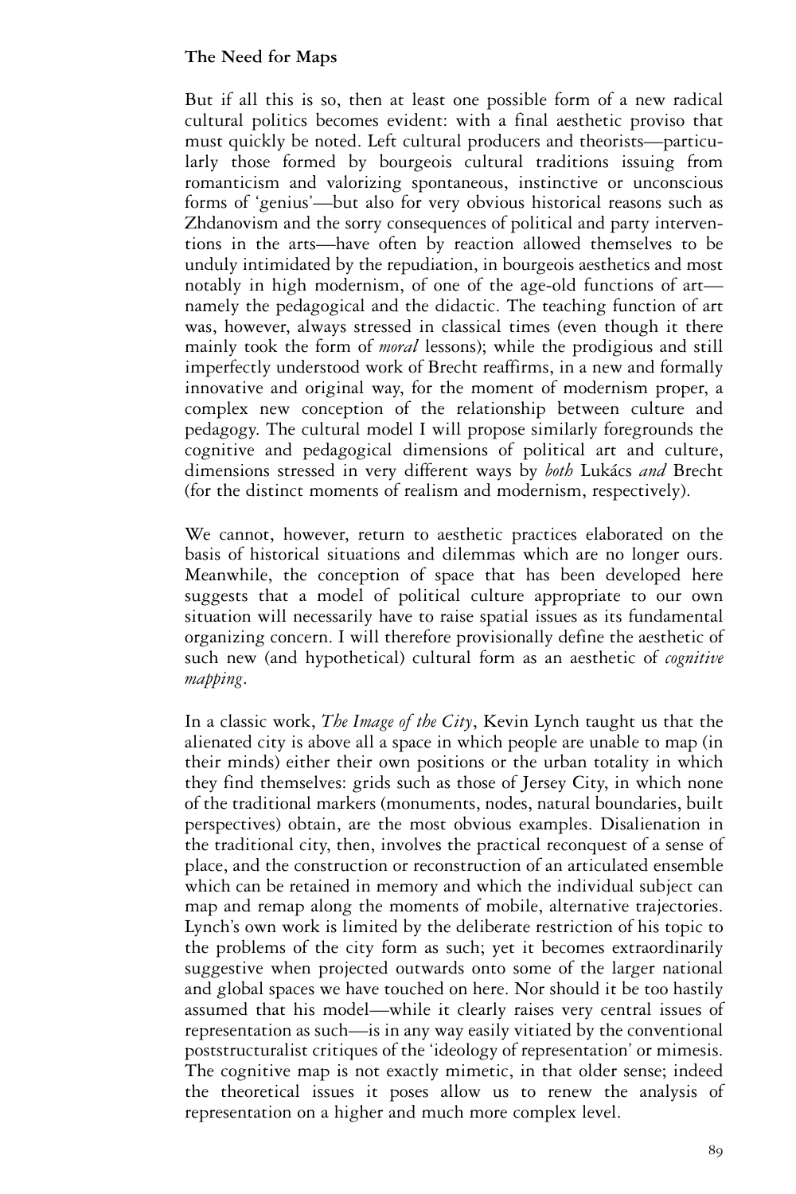**The Need for Maps**

But if all this is so, then at least one possible form of a new radical cultural politics becomes evident: with a final aesthetic proviso that must quickly be noted. Left cultural producers and theorists—particularly those formed by bourgeois cultural traditions issuing from romanticism and valorizing spontaneous, instinctive or unconscious forms of 'genius'—but also for very obvious historical reasons such as Zhdanovism and the sorry consequences of political and party interventions in the arts—have often by reaction allowed themselves to be unduly intimidated by the repudiation, in bourgeois aesthetics and most notably in high modernism, of one of the age-old functions of art—namely the pedagogical and the didactic. The teaching function of art was, however, always stressed in classical times (even though it there mainly took the form of *moral* lessons); while the prodigious and still imperfectly understood work of Brecht reaffirms, in a new and formally innovative and original way, for the moment of modernism proper, a complex new conception of the relationship between culture and pedagogy. The cultural model I will propose similarly foregrounds the cognitive and pedagogical dimensions of political art and culture, dimensions stressed in very different ways by *both* Lukács *and* Brecht (for the distinct moments of realism and modernism, respectively).

We cannot, however, return to aesthetic practices elaborated on the basis of historical situations and dilemmas which are no longer ours. Meanwhile, the conception of space that has been developed here suggests that a model of political culture appropriate to our own situation will necessarily have to raise spatial issues as its fundamental organizing concern. I will therefore provisionally define the aesthetic of such new (and hypothetical) cultural form as an aesthetic of *cognitive mapping*.

In a classic work, *The Image of the City*, Kevin Lynch taught us that the alienated city is above all a space in which people are unable to map (in their minds) either their own positions or the urban totality in which they find themselves: grids such as those of Jersey City, in which none of the traditional markers (monuments, nodes, natural boundaries, built perspectives) obtain, are the most obvious examples. Disalienation in the traditional city, then, involves the practical reconquest of a sense of place, and the construction or reconstruction of an articulated ensemble which can be retained in memory and which the individual subject can map and remap along the moments of mobile, alternative trajectories. Lynch's own work is limited by the deliberate restriction of his topic to the problems of the city form as such; yet it becomes extraordinarily suggestive when projected outwards onto some of the larger national and global spaces we have touched on here. Nor should it be too hastily assumed that his model—while it clearly raises very central issues of representation as such—is in any way easily vitiated by the conventional poststructuralist critiques of the 'ideology of representation' or mimesis. The cognitive map is not exactly mimetic, in that older sense; indeed the theoretical issues it poses allow us to renew the analysis of representation on a higher and much more complex level.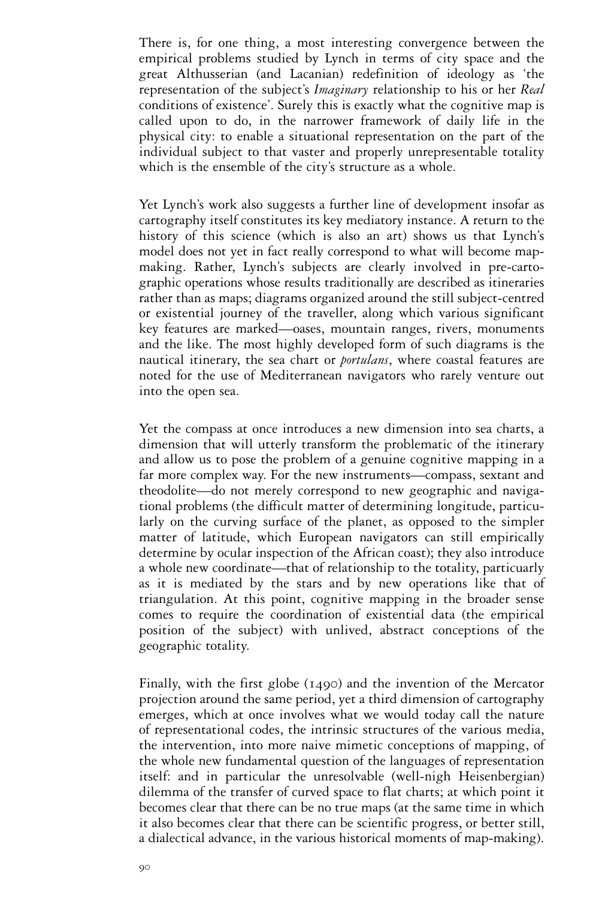There is, for one thing, a most interesting convergence between the empirical problems studied by Lynch in terms of city space and the great Althusserian (and Lacanian) redefinition of ideology as 'the representation of the subject's *Imaginary* relationship to his or her *Real* conditions of existence'. Surely this is exactly what the cognitive map is called upon to do, in the narrower framework of daily life in the physical city: to enable a situational representation on the part of the individual subject to that vaster and properly unrepresentable totality which is the ensemble of the city's structure as a whole.

Yet Lynch's work also suggests a further line of development insofar as cartography itself constitutes its key mediatory instance. A return to the history of this science (which is also an art) shows us that Lynch's model does not yet in fact really correspond to what will become map-making. Rather, Lynch's subjects are clearly involved in pre-cartographic operations whose results traditionally are described as itineraries rather than as maps; diagrams organized around the still subject-centred or existential journey of the traveller, along which various significant key features are marked—oases, mountain ranges, rivers, monuments and the like. The most highly developed form of such diagrams is the nautical itinerary, the sea chart or *portulans*, where coastal features are noted for the use of Mediterranean navigators who rarely venture out into the open sea.

Yet the compass at once introduces a new dimension into sea charts, a dimension that will utterly transform the problematic of the itinerary and allow us to pose the problem of a genuine cognitive mapping in a far more complex way. For the new instruments—compass, sextant and theodolite—do not merely correspond to new geographic and navigational problems (the difficult matter of determining longitude, particularly on the curving surface of the planet, as opposed to the simpler matter of latitude, which European navigators can still empirically determine by ocular inspection of the African coast); they also introduce a whole new coordinate—that of relationship to the totality, particuarly as it is mediated by the stars and by new operations like that of triangulation. At this point, cognitive mapping in the broader sense comes to require the coordination of existential data (the empirical position of the subject) with unlived, abstract conceptions of the geographic totality.

Finally, with the first globe (1490) and the invention of the Mercator projection around the same period, yet a third dimension of cartography emerges, which at once involves what we would today call the nature of representational codes, the intrinsic structures of the various media, the intervention, into more naive mimetic conceptions of mapping, of the whole new fundamental question of the languages of representation itself: and in particular the unresolvable (well-nigh Heisenbergian) dilemma of the transfer of curved space to flat charts; at which point it becomes clear that there can be no true maps (at the same time in which it also becomes clear that there can be scientific progress, or better still, a dialectical advance, in the various historical moments of map-making).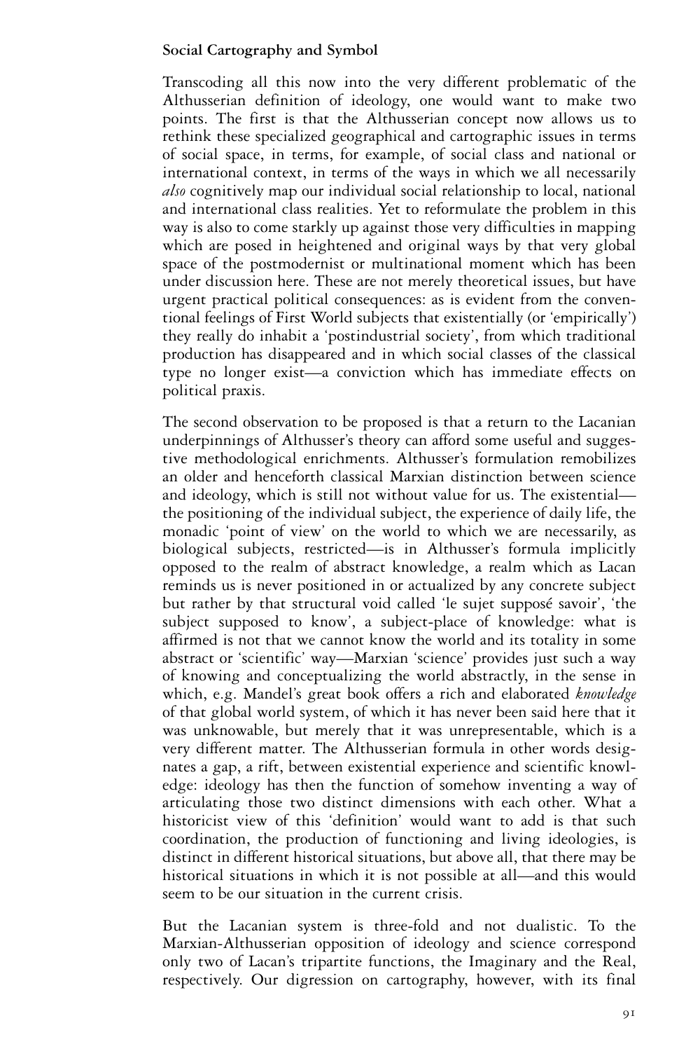## Social Cartography and Symbol

Transcoding all this now into the very different problematic of the Althusserian definition of ideology, one would want to make two points. The first is that the Althusserian concept now allows us to rethink these specialized geographical and cartographic issues in terms of social space, in terms, for example, of social class and national or international context, in terms of the ways in which we all necessarily *also* cognitively map our individual social relationship to local, national and international class realities. Yet to reformulate the problem in this way is also to come starkly up against those very difficulties in mapping which are posed in heightened and original ways by that very global space of the postmodernist or multinational moment which has been under discussion here. These are not merely theoretical issues, but have urgent practical political consequences: as is evident from the conventional feelings of First World subjects that existentially (or 'empirically') they really do inhabit a 'postindustrial society', from which traditional production has disappeared and in which social classes of the classical type no longer exist—a conviction which has immediate effects on political praxis.

The second observation to be proposed is that a return to the Lacanian underpinnings of Althusser's theory can afford some useful and suggestive methodological enrichments. Althusser's formulation remobilizes an older and henceforth classical Marxian distinction between science and ideology, which is still not without value for us. The existential—the positioning of the individual subject, the experience of daily life, the monadic 'point of view' on the world to which we are necessarily, as biological subjects, restricted—is in Althusser's formula implicitly opposed to the realm of abstract knowledge, a realm which as Lacan reminds us is never positioned in or actualized by any concrete subject but rather by that structural void called 'le sujet supposé savoir', 'the subject supposed to know', a subject-place of knowledge: what is affirmed is not that we cannot know the world and its totality in some abstract or 'scientific' way—Marxian 'science' provides just such a way of knowing and conceptualizing the world abstractly, in the sense in which, e.g. Mandel's great book offers a rich and elaborated *knowledge* of that global world system, of which it has never been said here that it was unknowable, but merely that it was unrepresentable, which is a very different matter. The Althusserian formula in other words designates a gap, a rift, between existential experience and scientific knowledge: ideology has then the function of somehow inventing a way of articulating those two distinct dimensions with each other. What a historicist view of this 'definition' would want to add is that such coordination, the production of functioning and living ideologies, is distinct in different historical situations, but above all, that there may be historical situations in which it is not possible at all—and this would seem to be our situation in the current crisis.

But the Lacanian system is three-fold and not dualistic. To the Marxian-Althusserian opposition of ideology and science correspond only two of Lacan's tripartite functions, the Imaginary and the Real, respectively. Our digression on cartography, however, with its final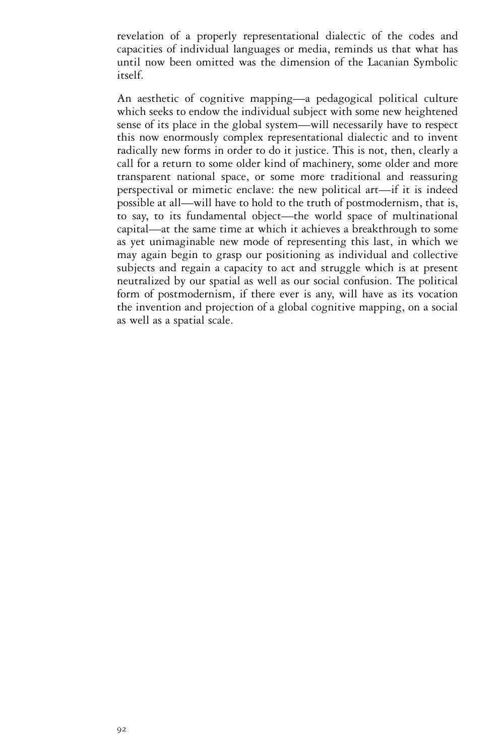revelation of a properly representational dialectic of the codes and capacities of individual languages or media, reminds us that what has until now been omitted was the dimension of the Lacanian Symbolic itself.

An aesthetic of cognitive mapping—a pedagogical political culture which seeks to endow the individual subject with some new heightened sense of its place in the global system—will necessarily have to respect this now enormously complex representational dialectic and to invent radically new forms in order to do it justice. This is not, then, clearly a call for a return to some older kind of machinery, some older and more transparent national space, or some more traditional and reassuring perspectival or mimetic enclave: the new political art—if it is indeed possible at all—will have to hold to the truth of postmodernism, that is, to say, to its fundamental object—the world space of multinational capital—at the same time at which it achieves a breakthrough to some as yet unimaginable new mode of representing this last, in which we may again begin to grasp our positioning as individual and collective subjects and regain a capacity to act and struggle which is at present neutralized by our spatial as well as our social confusion. The political form of postmodernism, if there ever is any, will have as its vocation the invention and projection of a global cognitive mapping, on a social as well as a spatial scale.